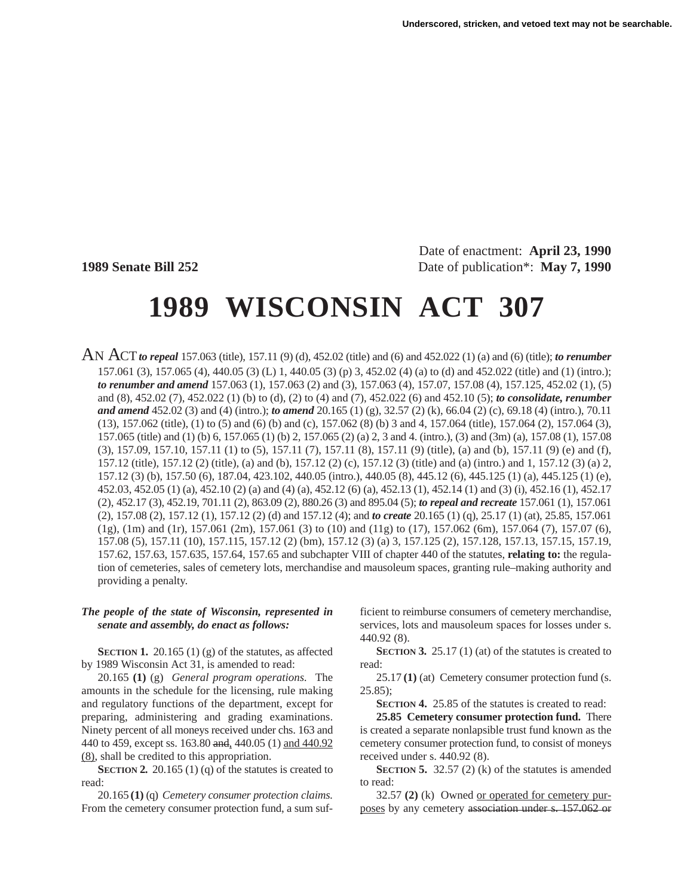Underscored, stricken, and vetoed text may not be searchable.

Date of enactment: **April 23, 1990**

**1989 Senate Bill 252** Date of publication*: **May 7, 1990**

# 1989 WISCONSIN ACT 307

AN ACT ***to repeal*** 157.063 (title), 157.11 (9) (d), 452.02 (title) and (6) and 452.022 (1) (a) and (6) (title); ***to renumber*** 157.061 (3), 157.065 (4), 440.05 (3) (L) 1, 440.05 (3) (p) 3, 452.02 (4) (a) to (d) and 452.022 (title) and (1) (intro.); ***to renumber and amend*** 157.063 (1), 157.063 (2) and (3), 157.063 (4), 157.07, 157.08 (4), 157.125, 452.02 (1), (5) and (8), 452.02 (7), 452.022 (1) (b) to (d), (2) to (4) and (7), 452.022 (6) and 452.10 (5); ***to consolidate, renumber and amend*** 452.02 (3) and (4) (intro.); ***to amend*** 20.165 (1) (g), 32.57 (2) (k), 66.04 (2) (c), 69.18 (4) (intro.), 70.11 (13), 157.062 (title), (1) to (5) and (6) (b) and (c), 157.062 (8) (b) 3 and 4, 157.064 (title), 157.064 (2), 157.064 (3), 157.065 (title) and (1) (b) 6, 157.065 (1) (b) 2, 157.065 (2) (a) 2, 3 and 4. (intro.), (3) and (3m) (a), 157.08 (1), 157.08 (3), 157.09, 157.10, 157.11 (1) to (5), 157.11 (7), 157.11 (8), 157.11 (9) (title), (a) and (b), 157.11 (9) (e) and (f), 157.12 (title), 157.12 (2) (title), (a) and (b), 157.12 (2) (c), 157.12 (3) (title) and (a) (intro.) and 1, 157.12 (3) (a) 2, 157.12 (3) (b), 157.50 (6), 187.04, 423.102, 440.05 (intro.), 440.05 (8), 445.12 (6), 445.125 (1) (a), 445.125 (1) (e), 452.03, 452.05 (1) (a), 452.10 (2) (a) and (4) (a), 452.12 (6) (a), 452.13 (1), 452.14 (1) and (3) (i), 452.16 (1), 452.17 (2), 452.17 (3), 452.19, 701.11 (2), 863.09 (2), 880.26 (3) and 895.04 (5); ***to repeal and recreate*** 157.061 (1), 157.061 (2), 157.08 (2), 157.12 (1), 157.12 (2) (d) and 157.12 (4); and ***to create*** 20.165 (1) (q), 25.17 (1) (at), 25.85, 157.061 (1g), (1m) and (1r), 157.061 (2m), 157.061 (3) to (10) and (11g) to (17), 157.062 (6m), 157.064 (7), 157.07 (6), 157.08 (5), 157.11 (10), 157.115, 157.12 (2) (bm), 157.12 (3) (a) 3, 157.125 (2), 157.128, 157.13, 157.15, 157.19, 157.62, 157.63, 157.635, 157.64, 157.65 and subchapter VIII of chapter 440 of the statutes, **relating to:** the regulation of cemeteries, sales of cemetery lots, merchandise and mausoleum spaces, granting rule–making authority and providing a penalty.

***The people of the state of Wisconsin, represented in senate and assembly, do enact as follows:***

**SECTION 1.** 20.165 (1) (g) of the statutes, as affected by 1989 Wisconsin Act 31, is amended to read:

20.165 **(1)** (g) *General program operations.* The amounts in the schedule for the licensing, rule making and regulatory functions of the department, except for preparing, administering and grading examinations. Ninety percent of all moneys received under chs. 163 and 440 to 459, except ss. 163.80 ~~and~~, 440.05 (1) <u>and 440.92 (8)</u>, shall be credited to this appropriation.

**SECTION 2.** 20.165 (1) (q) of the statutes is created to read:

20.165 **(1)** (q) *Cemetery consumer protection claims.* From the cemetery consumer protection fund, a sum sufficient to reimburse consumers of cemetery merchandise, services, lots and mausoleum spaces for losses under s. 440.92 (8).

**SECTION 3.** 25.17 (1) (at) of the statutes is created to read:

25.17 **(1)** (at) Cemetery consumer protection fund (s. 25.85);

**SECTION 4.** 25.85 of the statutes is created to read:

**25.85 Cemetery consumer protection fund.** There is created a separate nonlapsible trust fund known as the cemetery consumer protection fund, to consist of moneys received under s. 440.92 (8).

**SECTION 5.** 32.57 (2) (k) of the statutes is amended to read:

32.57 **(2)** (k) Owned <u>or operated for cemetery purposes</u> by any cemetery ~~association under s. 157.062 or~~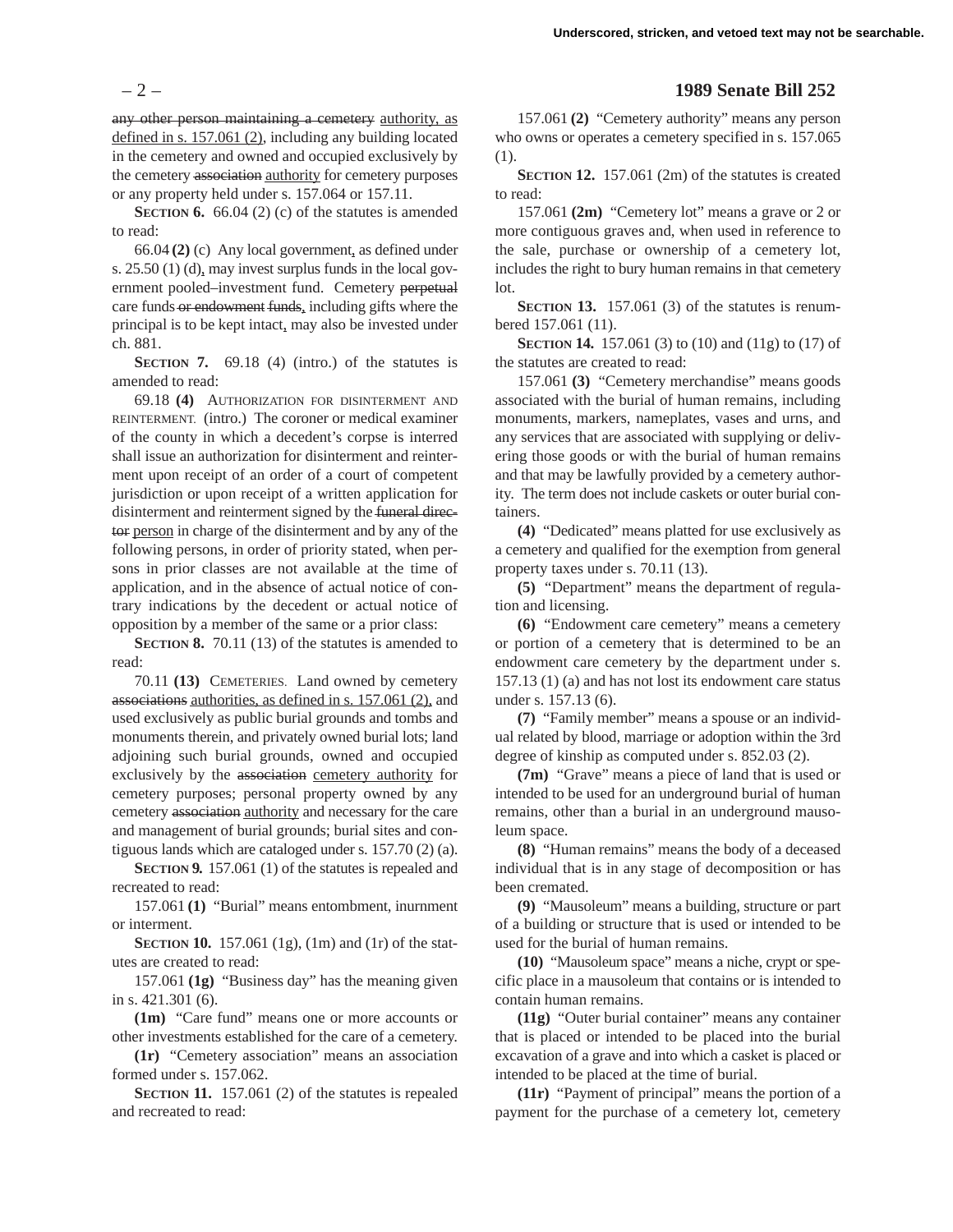any other person maintaining a cemetery authority, as defined in s. 157.061 (2), including any building located in the cemetery and owned and occupied exclusively by the cemetery association authority for cemetery purposes or any property held under s. 157.064 or 157.11.

**SECTION 6.** 66.04 (2) (c) of the statutes is amended to read:

66.04 **(2)** (c) Any local government, as defined under s. 25.50 (1) (d), may invest surplus funds in the local government pooled–investment fund. Cemetery perpetual care funds or endowment funds, including gifts where the principal is to be kept intact, may also be invested under ch. 881.

**SECTION 7.** 69.18 (4) (intro.) of the statutes is amended to read:

69.18 **(4)** AUTHORIZATION FOR DISINTERMENT AND REINTERMENT. (intro.) The coroner or medical examiner of the county in which a decedent's corpse is interred shall issue an authorization for disinterment and reinterment upon receipt of an order of a court of competent jurisdiction or upon receipt of a written application for disinterment and reinterment signed by the funeral director person in charge of the disinterment and by any of the following persons, in order of priority stated, when persons in prior classes are not available at the time of application, and in the absence of actual notice of contrary indications by the decedent or actual notice of opposition by a member of the same or a prior class:

**SECTION 8.** 70.11 (13) of the statutes is amended to read:

70.11 **(13)** CEMETERIES. Land owned by cemetery associations authorities, as defined in s. 157.061 (2), and used exclusively as public burial grounds and tombs and monuments therein, and privately owned burial lots; land adjoining such burial grounds, owned and occupied exclusively by the association cemetery authority for cemetery purposes; personal property owned by any cemetery association authority and necessary for the care and management of burial grounds; burial sites and contiguous lands which are cataloged under s. 157.70 (2) (a).

**SECTION 9.** 157.061 (1) of the statutes is repealed and recreated to read:

157.061 **(1)** "Burial" means entombment, inurnment or interment.

**SECTION 10.** 157.061 (1g), (1m) and (1r) of the statutes are created to read:

157.061 **(1g)** "Business day" has the meaning given in s. 421.301 (6).

**(1m)** "Care fund" means one or more accounts or other investments established for the care of a cemetery.

**(1r)** "Cemetery association" means an association formed under s. 157.062.

**SECTION 11.** 157.061 (2) of the statutes is repealed and recreated to read:

157.061 **(2)** "Cemetery authority" means any person who owns or operates a cemetery specified in s. 157.065 (1).

**SECTION 12.** 157.061 (2m) of the statutes is created to read:

157.061 **(2m)** "Cemetery lot" means a grave or 2 or more contiguous graves and, when used in reference to the sale, purchase or ownership of a cemetery lot, includes the right to bury human remains in that cemetery lot.

**SECTION 13.** 157.061 (3) of the statutes is renumbered 157.061 (11).

**SECTION 14.** 157.061 (3) to (10) and (11g) to (17) of the statutes are created to read:

157.061 **(3)** "Cemetery merchandise" means goods associated with the burial of human remains, including monuments, markers, nameplates, vases and urns, and any services that are associated with supplying or delivering those goods or with the burial of human remains and that may be lawfully provided by a cemetery authority. The term does not include caskets or outer burial containers.

**(4)** "Dedicated" means platted for use exclusively as a cemetery and qualified for the exemption from general property taxes under s. 70.11 (13).

**(5)** "Department" means the department of regulation and licensing.

**(6)** "Endowment care cemetery" means a cemetery or portion of a cemetery that is determined to be an endowment care cemetery by the department under s. 157.13 (1) (a) and has not lost its endowment care status under s. 157.13 (6).

**(7)** "Family member" means a spouse or an individual related by blood, marriage or adoption within the 3rd degree of kinship as computed under s. 852.03 (2).

**(7m)** "Grave" means a piece of land that is used or intended to be used for an underground burial of human remains, other than a burial in an underground mausoleum space.

**(8)** "Human remains" means the body of a deceased individual that is in any stage of decomposition or has been cremated.

**(9)** "Mausoleum" means a building, structure or part of a building or structure that is used or intended to be used for the burial of human remains.

**(10)** "Mausoleum space" means a niche, crypt or specific place in a mausoleum that contains or is intended to contain human remains.

**(11g)** "Outer burial container" means any container that is placed or intended to be placed into the burial excavation of a grave and into which a casket is placed or intended to be placed at the time of burial.

**(11r)** "Payment of principal" means the portion of a payment for the purchase of a cemetery lot, cemetery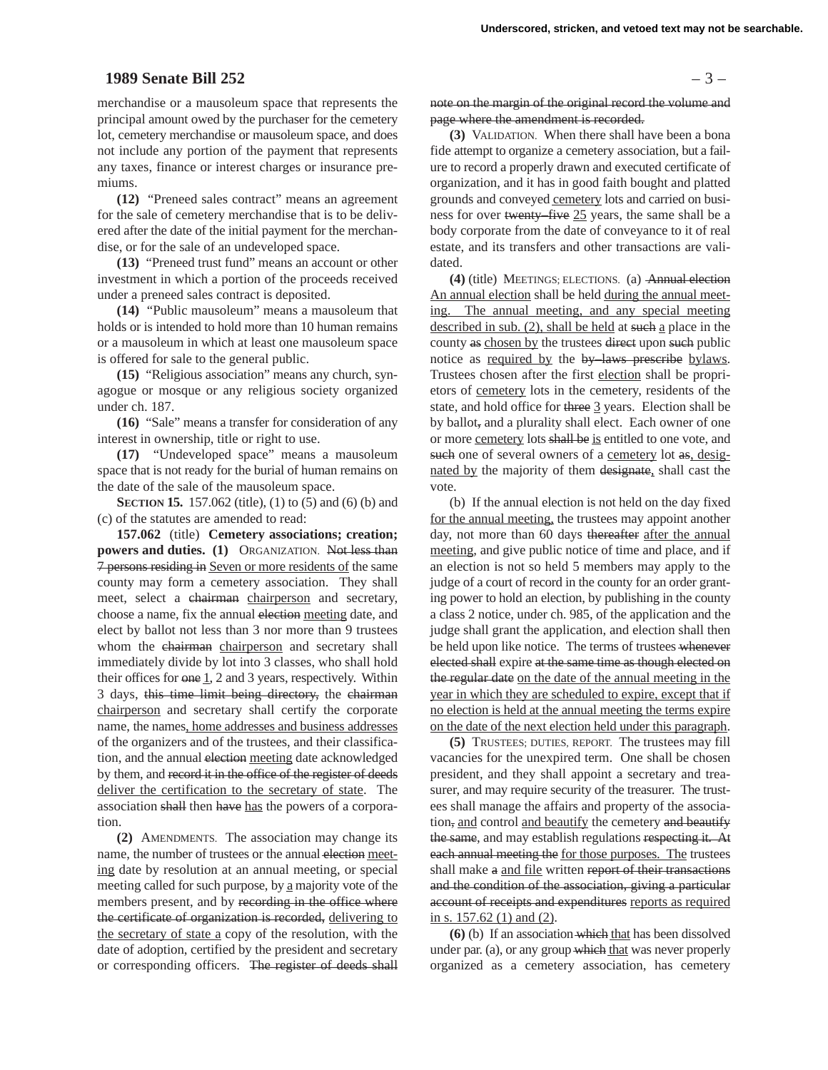merchandise or a mausoleum space that represents the principal amount owed by the purchaser for the cemetery lot, cemetery merchandise or mausoleum space, and does not include any portion of the payment that represents any taxes, finance or interest charges or insurance premiums.

**(12)** "Preneed sales contract" means an agreement for the sale of cemetery merchandise that is to be delivered after the date of the initial payment for the merchandise, or for the sale of an undeveloped space.

**(13)** "Preneed trust fund" means an account or other investment in which a portion of the proceeds received under a preneed sales contract is deposited.

**(14)** "Public mausoleum" means a mausoleum that holds or is intended to hold more than 10 human remains or a mausoleum in which at least one mausoleum space is offered for sale to the general public.

**(15)** "Religious association" means any church, synagogue or mosque or any religious society organized under ch. 187.

**(16)** "Sale" means a transfer for consideration of any interest in ownership, title or right to use.

**(17)** "Undeveloped space" means a mausoleum space that is not ready for the burial of human remains on the date of the sale of the mausoleum space.

**SECTION 15.** 157.062 (title), (1) to (5) and (6) (b) and (c) of the statutes are amended to read:

**157.062** (title) **Cemetery associations; creation; powers and duties. (1)** ORGANIZATION. Not less than 7 persons residing in Seven or more residents of the same county may form a cemetery association. They shall meet, select a chairman chairperson and secretary, choose a name, fix the annual election meeting date, and elect by ballot not less than 3 nor more than 9 trustees whom the chairman chairperson and secretary shall immediately divide by lot into 3 classes, who shall hold their offices for one 1, 2 and 3 years, respectively. Within 3 days, this time limit being directory, the chairman chairperson and secretary shall certify the corporate name, the names, home addresses and business addresses of the organizers and of the trustees, and their classification, and the annual election meeting date acknowledged by them, and record it in the office of the register of deeds deliver the certification to the secretary of state. The association shall then have has the powers of a corporation.

**(2)** AMENDMENTS. The association may change its name, the number of trustees or the annual election meeting date by resolution at an annual meeting, or special meeting called for such purpose, by a majority vote of the members present, and by recording in the office where the certificate of organization is recorded, delivering to the secretary of state a copy of the resolution, with the date of adoption, certified by the president and secretary or corresponding officers. The register of deeds shall note on the margin of the original record the volume and page where the amendment is recorded.

**(3)** VALIDATION. When there shall have been a bona fide attempt to organize a cemetery association, but a failure to record a properly drawn and executed certificate of organization, and it has in good faith bought and platted grounds and conveyed cemetery lots and carried on business for over twenty-five 25 years, the same shall be a body corporate from the date of conveyance to it of real estate, and its transfers and other transactions are validated.

**(4)** (title) MEETINGS; ELECTIONS. (a) Annual election An annual election shall be held during the annual meeting. The annual meeting, and any special meeting described in sub. (2), shall be held at such a place in the county as chosen by the trustees direct upon such public notice as required by the by-laws prescribe bylaws. Trustees chosen after the first election shall be proprietors of cemetery lots in the cemetery, residents of the state, and hold office for three 3 years. Election shall be by ballot, and a plurality shall elect. Each owner of one or more cemetery lots shall be is entitled to one vote, and such one of several owners of a cemetery lot as, designated by the majority of them designate, shall cast the vote.

(b) If the annual election is not held on the day fixed for the annual meeting, the trustees may appoint another day, not more than 60 days thereafter after the annual meeting, and give public notice of time and place, and if an election is not so held 5 members may apply to the judge of a court of record in the county for an order granting power to hold an election, by publishing in the county a class 2 notice, under ch. 985, of the application and the judge shall grant the application, and election shall then be held upon like notice. The terms of trustees whenever elected shall expire at the same time as though elected on the regular date on the date of the annual meeting in the year in which they are scheduled to expire, except that if no election is held at the annual meeting the terms expire on the date of the next election held under this paragraph.

**(5)** TRUSTEES; DUTIES, REPORT. The trustees may fill vacancies for the unexpired term. One shall be chosen president, and they shall appoint a secretary and treasurer, and may require security of the treasurer. The trustees shall manage the affairs and property of the association, and control and beautify the cemetery and beautify the same, and may establish regulations respecting it. At each annual meeting the for those purposes. The trustees shall make a and file written report of their transactions and the condition of the association, giving a particular account of receipts and expenditures reports as required in s. 157.62 (1) and (2).

**(6)** (b) If an association which that has been dissolved under par. (a), or any group which that was never properly organized as a cemetery association, has cemetery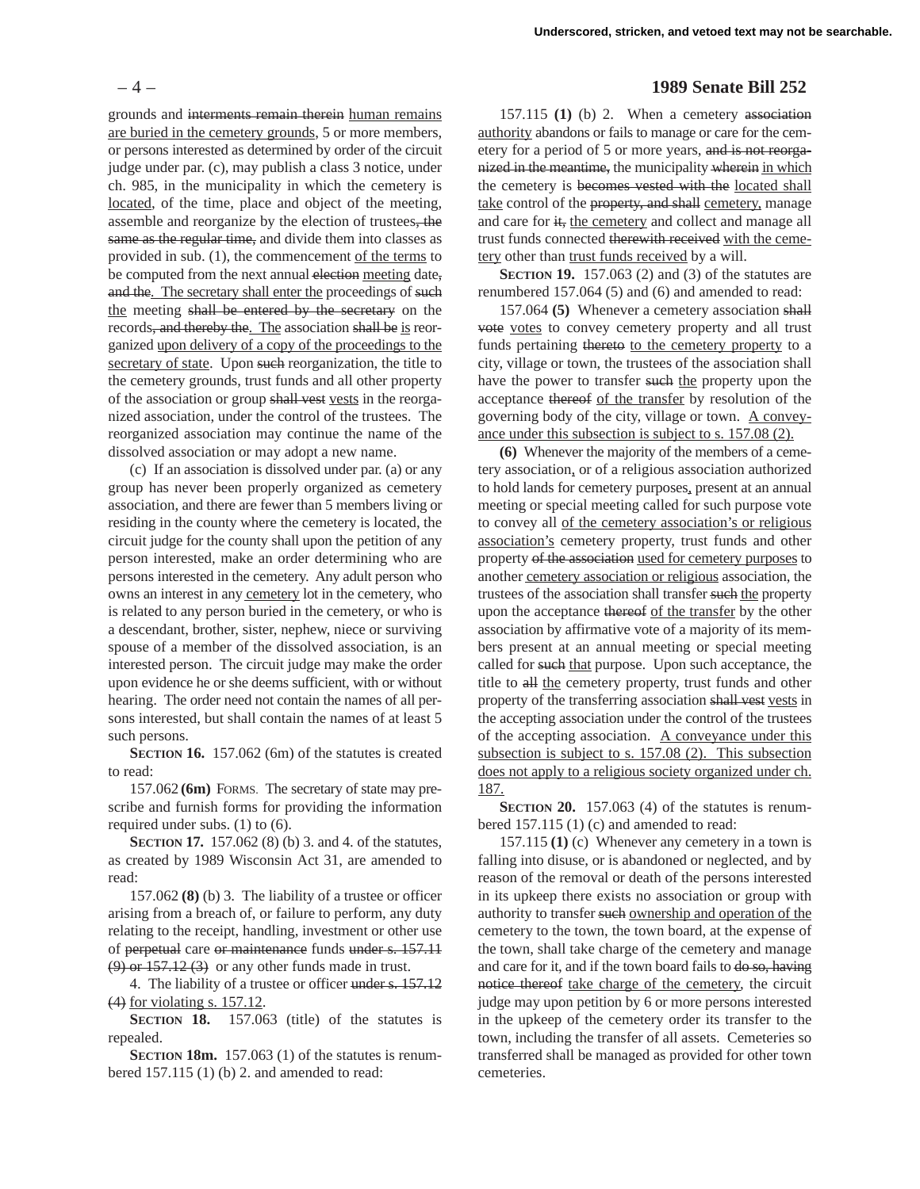grounds and ~~interments remain therein~~ human remains are buried in the cemetery grounds, 5 or more members, or persons interested as determined by order of the circuit judge under par. (c), may publish a class 3 notice, under ch. 985, in the municipality in which the cemetery is located, of the time, place and object of the meeting, assemble and reorganize by the election of trustees~~, the same as the regular time,~~ and divide them into classes as provided in sub. (1), the commencement of the terms to be computed from the next annual ~~election~~ meeting date~~, and the~~. The secretary shall enter the proceedings of ~~such~~ the meeting ~~shall be entered by the secretary~~ on the records~~, and thereby the~~. The association ~~shall be~~ is reorganized upon delivery of a copy of the proceedings to the secretary of state. Upon ~~such~~ reorganization, the title to the cemetery grounds, trust funds and all other property of the association or group ~~shall vest~~ vests in the reorganized association, under the control of the trustees. The reorganized association may continue the name of the dissolved association or may adopt a new name.

(c) If an association is dissolved under par. (a) or any group has never been properly organized as cemetery association, and there are fewer than 5 members living or residing in the county where the cemetery is located, the circuit judge for the county shall upon the petition of any person interested, make an order determining who are persons interested in the cemetery. Any adult person who owns an interest in any cemetery lot in the cemetery, who is related to any person buried in the cemetery, or who is a descendant, brother, sister, nephew, niece or surviving spouse of a member of the dissolved association, is an interested person. The circuit judge may make the order upon evidence he or she deems sufficient, with or without hearing. The order need not contain the names of all persons interested, but shall contain the names of at least 5 such persons.

**SECTION 16.** 157.062 (6m) of the statutes is created to read:

157.062 **(6m)** FORMS. The secretary of state may prescribe and furnish forms for providing the information required under subs. (1) to (6).

**SECTION 17.** 157.062 (8) (b) 3. and 4. of the statutes, as created by 1989 Wisconsin Act 31, are amended to read:

157.062 **(8)** (b) 3. The liability of a trustee or officer arising from a breach of, or failure to perform, any duty relating to the receipt, handling, investment or other use of ~~perpetual~~ care ~~or maintenance~~ funds ~~under s. 157.11 (9) or 157.12 (3)~~ or any other funds made in trust.

4. The liability of a trustee or officer ~~under s. 157.12 (4)~~ for violating s. 157.12.

**SECTION 18.** 157.063 (title) of the statutes is repealed.

**SECTION 18m.** 157.063 (1) of the statutes is renumbered 157.115 (1) (b) 2. and amended to read:

157.115 **(1)** (b) 2. When a cemetery ~~association~~ authority abandons or fails to manage or care for the cemetery for a period of 5 or more years, ~~and is not reorganized in the meantime,~~ the municipality ~~wherein~~ in which the cemetery is ~~becomes vested with the~~ located shall take control of the ~~property, and shall~~ cemetery, manage and care for ~~it,~~ the cemetery and collect and manage all trust funds connected ~~therewith received~~ with the cemetery other than trust funds received by a will.

**SECTION 19.** 157.063 (2) and (3) of the statutes are renumbered 157.064 (5) and (6) and amended to read:

157.064 **(5)** Whenever a cemetery association ~~shall vote~~ votes to convey cemetery property and all trust funds pertaining ~~thereto~~ to the cemetery property to a city, village or town, the trustees of the association shall have the power to transfer ~~such~~ the property upon the acceptance ~~thereof~~ of the transfer by resolution of the governing body of the city, village or town. A conveyance under this subsection is subject to s. 157.08 (2).

**(6)** Whenever the majority of the members of a cemetery association, or of a religious association authorized to hold lands for cemetery purposes, present at an annual meeting or special meeting called for such purpose vote to convey all of the cemetery association's or religious association's cemetery property, trust funds and other property ~~of the association~~ used for cemetery purposes to another cemetery association or religious association, the trustees of the association shall transfer ~~such~~ the property upon the acceptance ~~thereof~~ of the transfer by the other association by affirmative vote of a majority of its members present at an annual meeting or special meeting called for ~~such~~ that purpose. Upon such acceptance, the title to ~~all~~ the cemetery property, trust funds and other property of the transferring association ~~shall vest~~ vests in the accepting association under the control of the trustees of the accepting association. A conveyance under this subsection is subject to s. 157.08 (2). This subsection does not apply to a religious society organized under ch. 187.

**SECTION 20.** 157.063 (4) of the statutes is renumbered 157.115 (1) (c) and amended to read:

157.115 **(1)** (c) Whenever any cemetery in a town is falling into disuse, or is abandoned or neglected, and by reason of the removal or death of the persons interested in its upkeep there exists no association or group with authority to transfer ~~such~~ ownership and operation of the cemetery to the town, the town board, at the expense of the town, shall take charge of the cemetery and manage and care for it, and if the town board fails to ~~do so, having notice thereof~~ take charge of the cemetery, the circuit judge may upon petition by 6 or more persons interested in the upkeep of the cemetery order its transfer to the town, including the transfer of all assets. Cemeteries so transferred shall be managed as provided for other town cemeteries.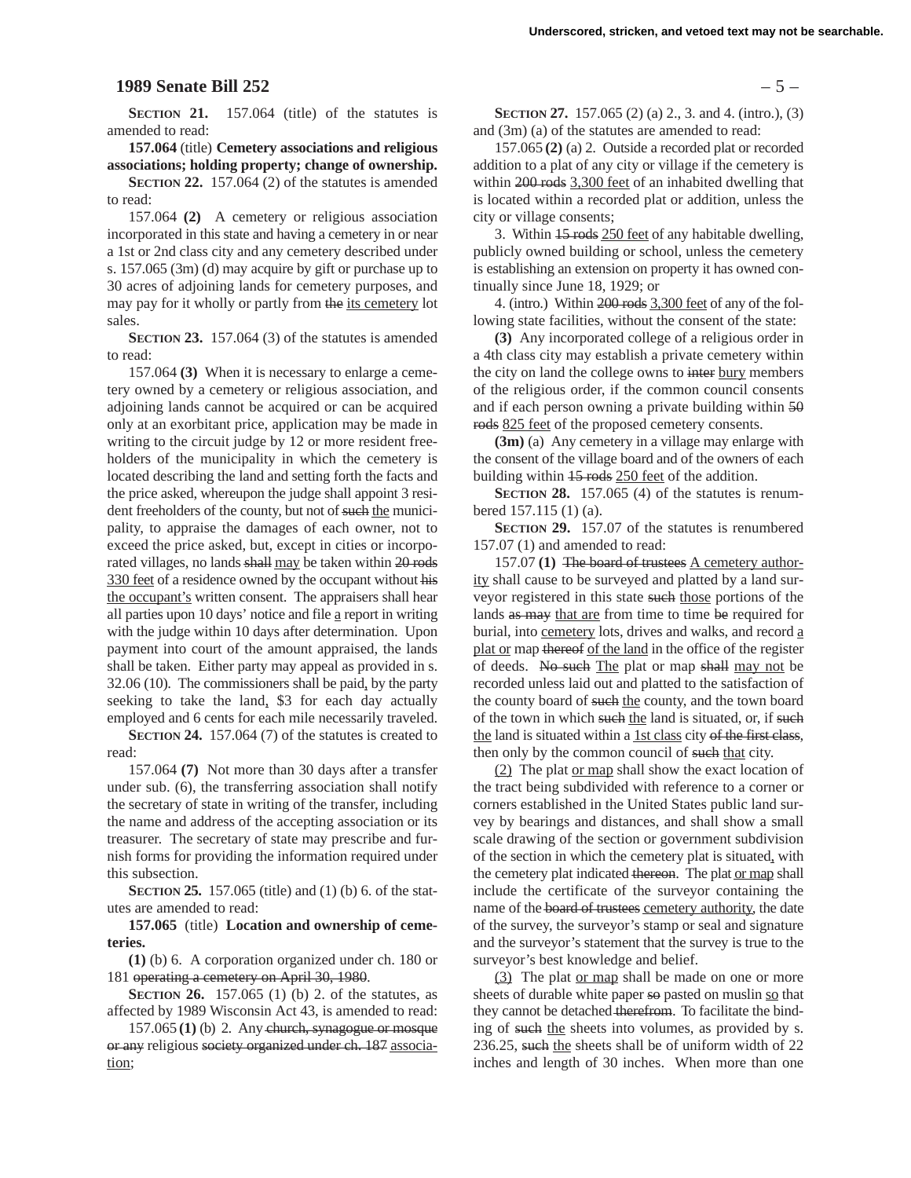**SECTION 21.** 157.064 (title) of the statutes is amended to read:

**157.064** (title) **Cemetery associations and religious associations; holding property; change of ownership.**

**SECTION 22.** 157.064 (2) of the statutes is amended to read:

157.064 **(2)** A cemetery or religious association incorporated in this state and having a cemetery in or near a 1st or 2nd class city and any cemetery described under s. 157.065 (3m) (d) may acquire by gift or purchase up to 30 acres of adjoining lands for cemetery purposes, and may pay for it wholly or partly from the its cemetery lot sales.

**SECTION 23.** 157.064 (3) of the statutes is amended to read:

157.064 **(3)** When it is necessary to enlarge a cemetery owned by a cemetery or religious association, and adjoining lands cannot be acquired or can be acquired only at an exorbitant price, application may be made in writing to the circuit judge by 12 or more resident freeholders of the municipality in which the cemetery is located describing the land and setting forth the facts and the price asked, whereupon the judge shall appoint 3 resident freeholders of the county, but not of such the municipality, to appraise the damages of each owner, not to exceed the price asked, but, except in cities or incorporated villages, no lands shall may be taken within 20 rods 330 feet of a residence owned by the occupant without his the occupant's written consent. The appraisers shall hear all parties upon 10 days' notice and file a report in writing with the judge within 10 days after determination. Upon payment into court of the amount appraised, the lands shall be taken. Either party may appeal as provided in s. 32.06 (10). The commissioners shall be paid, by the party seeking to take the land, $3 for each day actually employed and 6 cents for each mile necessarily traveled.

**SECTION 24.** 157.064 (7) of the statutes is created to read:

157.064 **(7)** Not more than 30 days after a transfer under sub. (6), the transferring association shall notify the secretary of state in writing of the transfer, including the name and address of the accepting association or its treasurer. The secretary of state may prescribe and furnish forms for providing the information required under this subsection.

**SECTION 25.** 157.065 (title) and (1) (b) 6. of the statutes are amended to read:

**157.065** (title) **Location and ownership of cemeteries.**

**(1)** (b) 6. A corporation organized under ch. 180 or 181 operating a cemetery on April 30, 1980.

**SECTION 26.** 157.065 (1) (b) 2. of the statutes, as affected by 1989 Wisconsin Act 43, is amended to read:

157.065 **(1)** (b) 2. Any church, synagogue or mosque or any religious society organized under ch. 187 association;

**SECTION 27.** 157.065 (2) (a) 2., 3. and 4. (intro.), (3) and (3m) (a) of the statutes are amended to read:

157.065 **(2)** (a) 2. Outside a recorded plat or recorded addition to a plat of any city or village if the cemetery is within 200 rods 3,300 feet of an inhabited dwelling that is located within a recorded plat or addition, unless the city or village consents;

3. Within 15 rods 250 feet of any habitable dwelling, publicly owned building or school, unless the cemetery is establishing an extension on property it has owned continually since June 18, 1929; or

4. (intro.) Within 200 rods 3,300 feet of any of the following state facilities, without the consent of the state:

**(3)** Any incorporated college of a religious order in a 4th class city may establish a private cemetery within the city on land the college owns to inter bury members of the religious order, if the common council consents and if each person owning a private building within 50 rods 825 feet of the proposed cemetery consents.

**(3m)** (a) Any cemetery in a village may enlarge with the consent of the village board and of the owners of each building within 15 rods 250 feet of the addition.

**SECTION 28.** 157.065 (4) of the statutes is renumbered 157.115 (1) (a).

**SECTION 29.** 157.07 of the statutes is renumbered 157.07 (1) and amended to read:

157.07 **(1)** The board of trustees A cemetery authority shall cause to be surveyed and platted by a land surveyor registered in this state such those portions of the lands as may that are from time to time be required for burial, into cemetery lots, drives and walks, and record a plat or map thereof of the land in the office of the register of deeds. No such The plat or map shall may not be recorded unless laid out and platted to the satisfaction of the county board of such the county, and the town board of the town in which such the land is situated, or, if such the land is situated within a 1st class city of the first class, then only by the common council of such that city.

(2) The plat or map shall show the exact location of the tract being subdivided with reference to a corner or corners established in the United States public land survey by bearings and distances, and shall show a small scale drawing of the section or government subdivision of the section in which the cemetery plat is situated, with the cemetery plat indicated thereon. The plat or map shall include the certificate of the surveyor containing the name of the board of trustees cemetery authority, the date of the survey, the surveyor's stamp or seal and signature and the surveyor's statement that the survey is true to the surveyor's best knowledge and belief.

(3) The plat or map shall be made on one or more sheets of durable white paper so pasted on muslin so that they cannot be detached therefrom. To facilitate the binding of such the sheets into volumes, as provided by s. 236.25, such the sheets shall be of uniform width of 22 inches and length of 30 inches. When more than one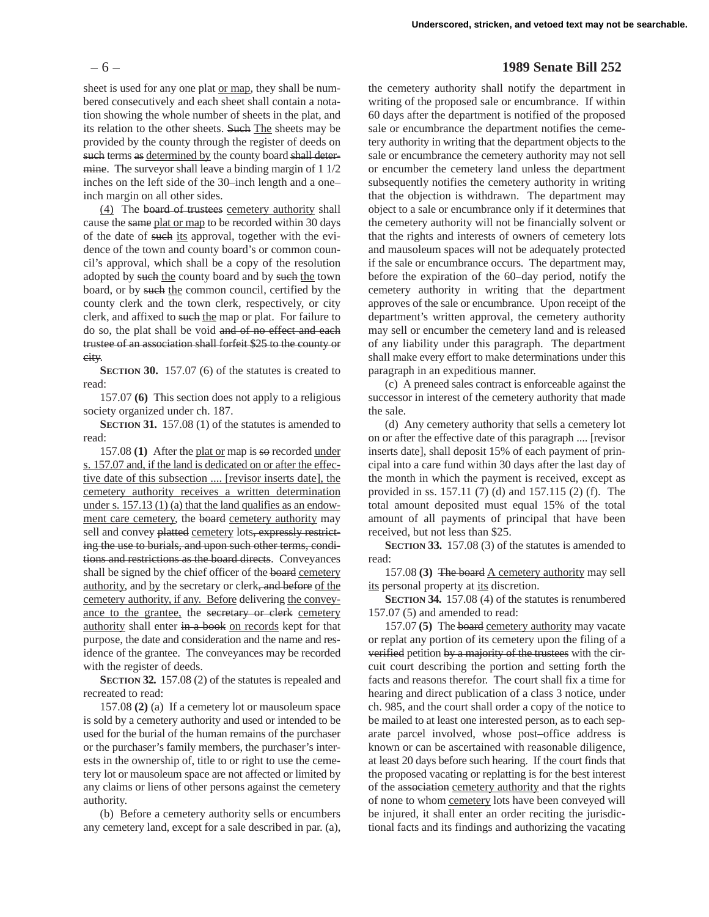sheet is used for any one plat or map, they shall be numbered consecutively and each sheet shall contain a notation showing the whole number of sheets in the plat, and its relation to the other sheets. Such The sheets may be provided by the county through the register of deeds on such terms as determined by the county board shall determine. The surveyor shall leave a binding margin of 1 1/2 inches on the left side of the 30–inch length and a one–inch margin on all other sides.

(4) The board of trustees cemetery authority shall cause the same plat or map to be recorded within 30 days of the date of such its approval, together with the evidence of the town and county board's or common council's approval, which shall be a copy of the resolution adopted by such the county board and by such the town board, or by such the common council, certified by the county clerk and the town clerk, respectively, or city clerk, and affixed to such the map or plat. For failure to do so, the plat shall be void and of no effect and each trustee of an association shall forfeit $25 to the county or city.

**SECTION 30.** 157.07 (6) of the statutes is created to read:

157.07 **(6)** This section does not apply to a religious society organized under ch. 187.

**SECTION 31.** 157.08 (1) of the statutes is amended to read:

157.08 **(1)** After the plat or map is so recorded under s. 157.07 and, if the land is dedicated on or after the effective date of this subsection .... [revisor inserts date], the cemetery authority receives a written determination under s. 157.13 (1) (a) that the land qualifies as an endowment care cemetery, the board cemetery authority may sell and convey platted cemetery lots, expressly restricting the use to burials, and upon such other terms, conditions and restrictions as the board directs. Conveyances shall be signed by the chief officer of the board cemetery authority, and by the secretary or clerk, and before of the cemetery authority, if any. Before delivering the conveyance to the grantee, the secretary or clerk cemetery authority shall enter in a book on records kept for that purpose, the date and consideration and the name and residence of the grantee. The conveyances may be recorded with the register of deeds.

**SECTION 32.** 157.08 (2) of the statutes is repealed and recreated to read:

157.08 **(2)** (a) If a cemetery lot or mausoleum space is sold by a cemetery authority and used or intended to be used for the burial of the human remains of the purchaser or the purchaser's family members, the purchaser's interests in the ownership of, title to or right to use the cemetery lot or mausoleum space are not affected or limited by any claims or liens of other persons against the cemetery authority.

(b) Before a cemetery authority sells or encumbers any cemetery land, except for a sale described in par. (a), the cemetery authority shall notify the department in writing of the proposed sale or encumbrance. If within 60 days after the department is notified of the proposed sale or encumbrance the department notifies the cemetery authority in writing that the department objects to the sale or encumbrance the cemetery authority may not sell or encumber the cemetery land unless the department subsequently notifies the cemetery authority in writing that the objection is withdrawn. The department may object to a sale or encumbrance only if it determines that the cemetery authority will not be financially solvent or that the rights and interests of owners of cemetery lots and mausoleum spaces will not be adequately protected if the sale or encumbrance occurs. The department may, before the expiration of the 60–day period, notify the cemetery authority in writing that the department approves of the sale or encumbrance. Upon receipt of the department's written approval, the cemetery authority may sell or encumber the cemetery land and is released of any liability under this paragraph. The department shall make every effort to make determinations under this paragraph in an expeditious manner.

(c) A preneed sales contract is enforceable against the successor in interest of the cemetery authority that made the sale.

(d) Any cemetery authority that sells a cemetery lot on or after the effective date of this paragraph .... [revisor inserts date], shall deposit 15% of each payment of principal into a care fund within 30 days after the last day of the month in which the payment is received, except as provided in ss. 157.11 (7) (d) and 157.115 (2) (f). The total amount deposited must equal 15% of the total amount of all payments of principal that have been received, but not less than $25.

**SECTION 33.** 157.08 (3) of the statutes is amended to read:

157.08 **(3)** The board A cemetery authority may sell its personal property at its discretion.

**SECTION 34.** 157.08 (4) of the statutes is renumbered 157.07 (5) and amended to read:

157.07 **(5)** The board cemetery authority may vacate or replat any portion of its cemetery upon the filing of a verified petition by a majority of the trustees with the circuit court describing the portion and setting forth the facts and reasons therefor. The court shall fix a time for hearing and direct publication of a class 3 notice, under ch. 985, and the court shall order a copy of the notice to be mailed to at least one interested person, as to each separate parcel involved, whose post–office address is known or can be ascertained with reasonable diligence, at least 20 days before such hearing. If the court finds that the proposed vacating or replatting is for the best interest of the association cemetery authority and that the rights of none to whom cemetery lots have been conveyed will be injured, it shall enter an order reciting the jurisdictional facts and its findings and authorizing the vacating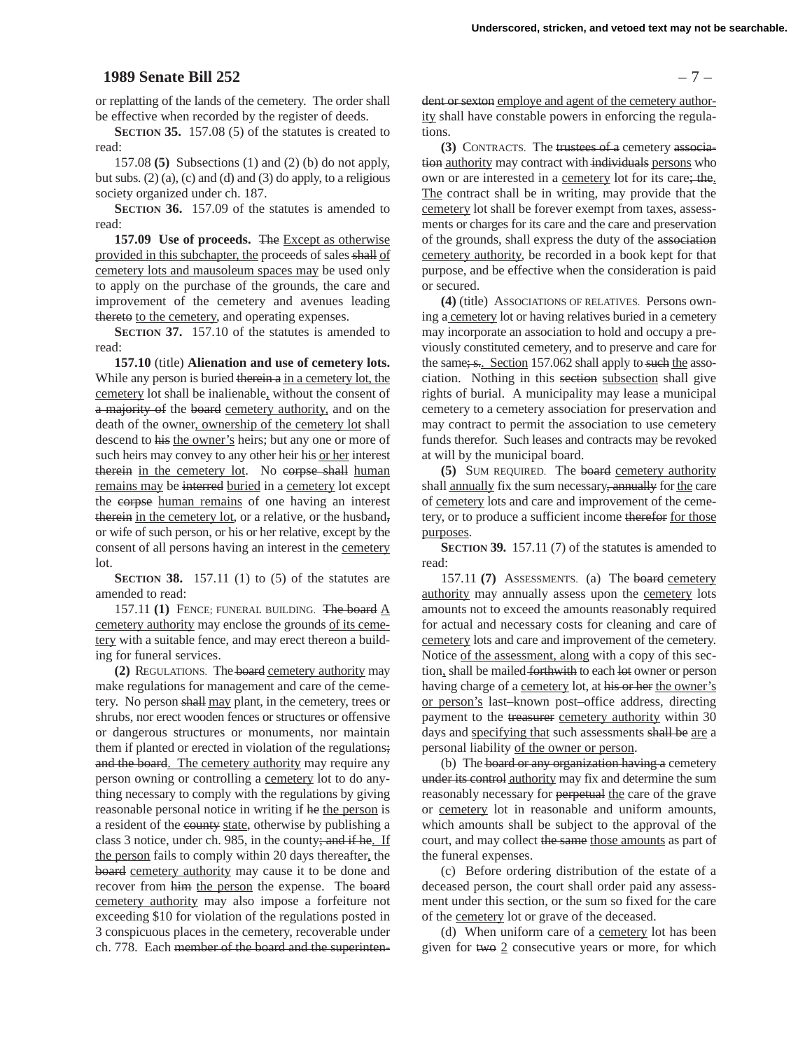or replatting of the lands of the cemetery. The order shall be effective when recorded by the register of deeds.

**SECTION 35.** 157.08 (5) of the statutes is created to read:

157.08 **(5)** Subsections (1) and (2) (b) do not apply, but subs. (2) (a), (c) and (d) and (3) do apply, to a religious society organized under ch. 187.

**SECTION 36.** 157.09 of the statutes is amended to read:

**157.09 Use of proceeds.** The Except as otherwise provided in this subchapter, the proceeds of sales shall of cemetery lots and mausoleum spaces may be used only to apply on the purchase of the grounds, the care and improvement of the cemetery and avenues leading thereto to the cemetery, and operating expenses.

**SECTION 37.** 157.10 of the statutes is amended to read:

**157.10** (title) **Alienation and use of cemetery lots.** While any person is buried therein a in a cemetery lot, the cemetery lot shall be inalienable, without the consent of a majority of the board cemetery authority, and on the death of the owner, ownership of the cemetery lot shall descend to his the owner's heirs; but any one or more of such heirs may convey to any other heir his or her interest therein in the cemetery lot. No corpse shall human remains may be interred buried in a cemetery lot except the corpse human remains of one having an interest therein in the cemetery lot, or a relative, or the husband, or wife of such person, or his or her relative, except by the consent of all persons having an interest in the cemetery lot.

**SECTION 38.** 157.11 (1) to (5) of the statutes are amended to read:

157.11 **(1)** FENCE; FUNERAL BUILDING. The board A cemetery authority may enclose the grounds of its cemetery with a suitable fence, and may erect thereon a building for funeral services.

**(2)** REGULATIONS. The board cemetery authority may make regulations for management and care of the cemetery. No person shall may plant, in the cemetery, trees or shrubs, nor erect wooden fences or structures or offensive or dangerous structures or monuments, nor maintain them if planted or erected in violation of the regulations; and the board. The cemetery authority may require any person owning or controlling a cemetery lot to do anything necessary to comply with the regulations by giving reasonable personal notice in writing if he the person is a resident of the county state, otherwise by publishing a class 3 notice, under ch. 985, in the county; and if he. If the person fails to comply within 20 days thereafter, the board cemetery authority may cause it to be done and recover from him the person the expense. The board cemetery authority may also impose a forfeiture not exceeding $10 for violation of the regulations posted in 3 conspicuous places in the cemetery, recoverable under ch. 778. Each member of the board and the superintendent or sexton employe and agent of the cemetery authority shall have constable powers in enforcing the regulations.

**(3)** CONTRACTS. The trustees of a cemetery association authority may contract with individuals persons who own or are interested in a cemetery lot for its care; the. The contract shall be in writing, may provide that the cemetery lot shall be forever exempt from taxes, assessments or charges for its care and the care and preservation of the grounds, shall express the duty of the association cemetery authority, be recorded in a book kept for that purpose, and be effective when the consideration is paid or secured.

**(4)** (title) ASSOCIATIONS OF RELATIVES. Persons owning a cemetery lot or having relatives buried in a cemetery may incorporate an association to hold and occupy a previously constituted cemetery, and to preserve and care for the same; s. Section 157.062 shall apply to such the association. Nothing in this section subsection shall give rights of burial. A municipality may lease a municipal cemetery to a cemetery association for preservation and may contract to permit the association to use cemetery funds therefor. Such leases and contracts may be revoked at will by the municipal board.

**(5)** SUM REQUIRED. The board cemetery authority shall annually fix the sum necessary, annually for the care of cemetery lots and care and improvement of the cemetery, or to produce a sufficient income therefor for those purposes.

**SECTION 39.** 157.11 (7) of the statutes is amended to read:

157.11 **(7)** ASSESSMENTS. (a) The board cemetery authority may annually assess upon the cemetery lots amounts not to exceed the amounts reasonably required for actual and necessary costs for cleaning and care of cemetery lots and care and improvement of the cemetery. Notice of the assessment, along with a copy of this section, shall be mailed forthwith to each lot owner or person having charge of a cemetery lot, at his or her the owner's or person's last–known post–office address, directing payment to the treasurer cemetery authority within 30 days and specifying that such assessments shall be are a personal liability of the owner or person.

(b) The board or any organization having a cemetery under its control authority may fix and determine the sum reasonably necessary for perpetual the care of the grave or cemetery lot in reasonable and uniform amounts, which amounts shall be subject to the approval of the court, and may collect the same those amounts as part of the funeral expenses.

(c) Before ordering distribution of the estate of a deceased person, the court shall order paid any assessment under this section, or the sum so fixed for the care of the cemetery lot or grave of the deceased.

(d) When uniform care of a cemetery lot has been given for two 2 consecutive years or more, for which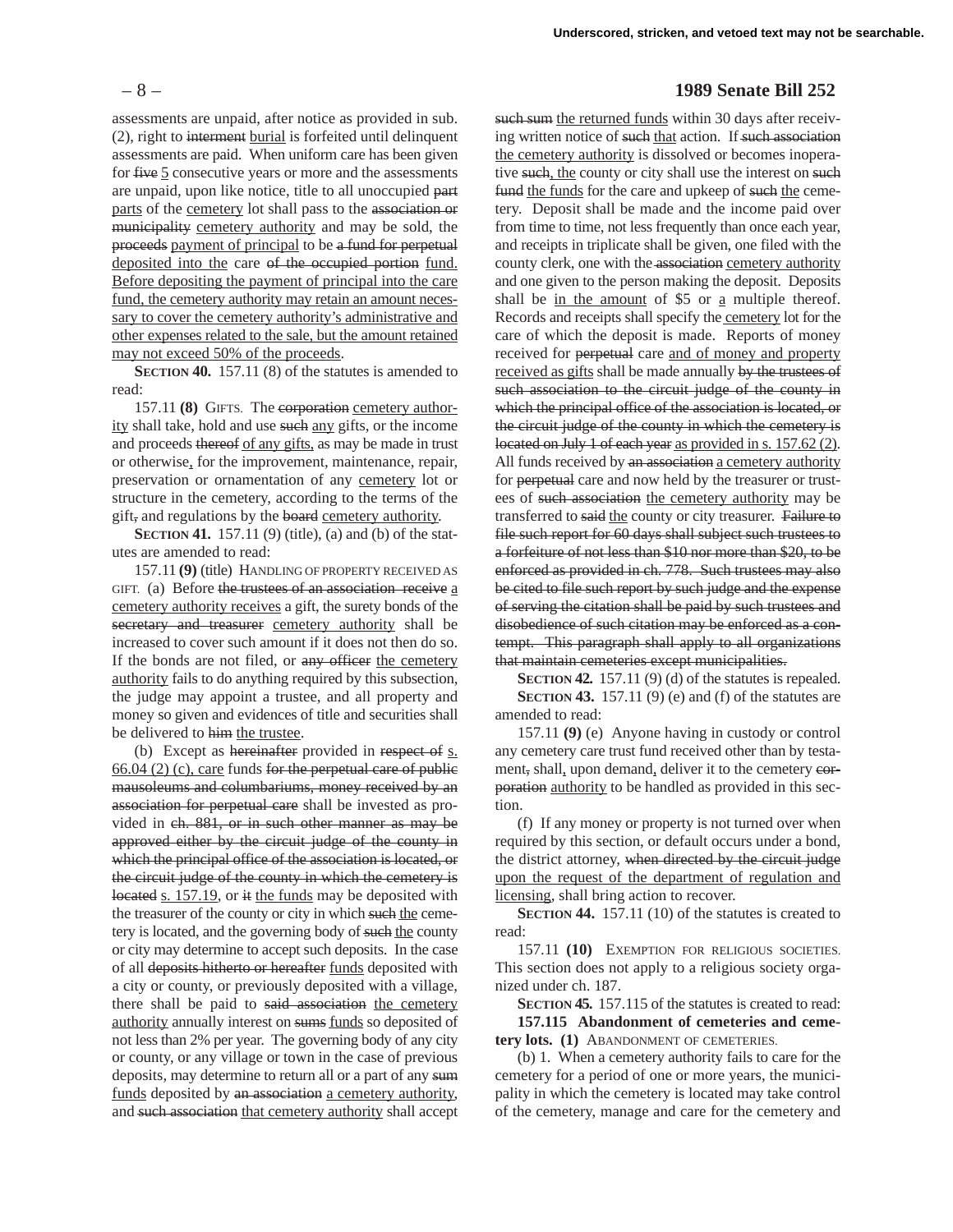assessments are unpaid, after notice as provided in sub. (2), right to ~~interment~~ burial is forfeited until delinquent assessments are paid. When uniform care has been given for ~~five~~ 5 consecutive years or more and the assessments are unpaid, upon like notice, title to all unoccupied ~~part~~ parts of the cemetery lot shall pass to the ~~association or municipality~~ cemetery authority and may be sold, the ~~proceeds~~ payment of principal to be ~~a fund for perpetual~~ deposited into the care ~~of the occupied portion~~ fund. Before depositing the payment of principal into the care fund, the cemetery authority may retain an amount necessary to cover the cemetery authority's administrative and other expenses related to the sale, but the amount retained may not exceed 50% of the proceeds.

**SECTION 40.** 157.11 (8) of the statutes is amended to read:

157.11 **(8)** GIFTS. The ~~corporation~~ cemetery authority shall take, hold and use ~~such~~ any gifts, or the income and proceeds ~~thereof~~ of any gifts, as may be made in trust or otherwise, for the improvement, maintenance, repair, preservation or ornamentation of any cemetery lot or structure in the cemetery, according to the terms of the gift~~,~~ and regulations by the ~~board~~ cemetery authority.

**SECTION 41.** 157.11 (9) (title), (a) and (b) of the statutes are amended to read:

157.11 **(9)** (title) HANDLING OF PROPERTY RECEIVED AS GIFT. (a) Before ~~the trustees of an association receive~~ a cemetery authority receives a gift, the surety bonds of the ~~secretary and treasurer~~ cemetery authority shall be increased to cover such amount if it does not then do so. If the bonds are not filed, or ~~any officer~~ the cemetery authority fails to do anything required by this subsection, the judge may appoint a trustee, and all property and money so given and evidences of title and securities shall be delivered to ~~him~~ the trustee.

(b) Except as ~~hereinafter~~ provided in ~~respect of~~ s. 66.04 (2) (c), care funds ~~for the perpetual care of public mausoleums and columbariums, money received by an association for perpetual care~~ shall be invested as provided in ~~ch. 881, or in such other manner as may be approved either by the circuit judge of the county in which the principal office of the association is located, or the circuit judge of the county in which the cemetery is located~~ s. 157.19, or ~~it~~ the funds may be deposited with the treasurer of the county or city in which ~~such~~ the cemetery is located, and the governing body of ~~such~~ the county or city may determine to accept such deposits. In the case of all ~~deposits hitherto or hereafter~~ funds deposited with a city or county, or previously deposited with a village, there shall be paid to ~~said association~~ the cemetery authority annually interest on ~~sums~~ funds so deposited of not less than 2% per year. The governing body of any city or county, or any village or town in the case of previous deposits, may determine to return all or a part of any ~~sum~~ funds deposited by ~~an association~~ a cemetery authority, and ~~such association~~ that cemetery authority shall accept ~~such sum~~ the returned funds within 30 days after receiving written notice of ~~such~~ that action. If ~~such association~~ the cemetery authority is dissolved or becomes inoperative ~~such,~~ the county or city shall use the interest on ~~such fund~~ the funds for the care and upkeep of ~~such~~ the cemetery. Deposit shall be made and the income paid over from time to time, not less frequently than once each year, and receipts in triplicate shall be given, one filed with the county clerk, one with the ~~association~~ cemetery authority and one given to the person making the deposit. Deposits shall be in the amount of $5 or a multiple thereof. Records and receipts shall specify the cemetery lot for the care of which the deposit is made. Reports of money received for ~~perpetual~~ care and of money and property received as gifts shall be made annually ~~by the trustees of such association to the circuit judge of the county in which the principal office of the association is located, or the circuit judge of the county in which the cemetery is located on July 1 of each year~~ as provided in s. 157.62 (2). All funds received by ~~an association~~ a cemetery authority for ~~perpetual~~ care and now held by the treasurer or trustees of ~~such association~~ the cemetery authority may be transferred to ~~said~~ the county or city treasurer. ~~Failure to file such report for 60 days shall subject such trustees to a forfeiture of not less than $10 nor more than $20, to be enforced as provided in ch. 778. Such trustees may also be cited to file such report by such judge and the expense of serving the citation shall be paid by such trustees and disobedience of such citation may be enforced as a contempt. This paragraph shall apply to all organizations that maintain cemeteries except municipalities.~~

**SECTION 42.** 157.11 (9) (d) of the statutes is repealed.

**SECTION 43.** 157.11 (9) (e) and (f) of the statutes are amended to read:

157.11 **(9)** (e) Anyone having in custody or control any cemetery care trust fund received other than by testament~~,~~ shall, upon demand, deliver it to the cemetery ~~corporation~~ authority to be handled as provided in this section.

(f) If any money or property is not turned over when required by this section, or default occurs under a bond, the district attorney, ~~when directed by the circuit judge~~ upon the request of the department of regulation and licensing, shall bring action to recover.

**SECTION 44.** 157.11 (10) of the statutes is created to read:

157.11 **(10)** EXEMPTION FOR RELIGIOUS SOCIETIES. This section does not apply to a religious society organized under ch. 187.

**SECTION 45.** 157.115 of the statutes is created to read:

**157.115 Abandonment of cemeteries and cemetery lots. (1)** ABANDONMENT OF CEMETERIES.

(b) 1. When a cemetery authority fails to care for the cemetery for a period of one or more years, the municipality in which the cemetery is located may take control of the cemetery, manage and care for the cemetery and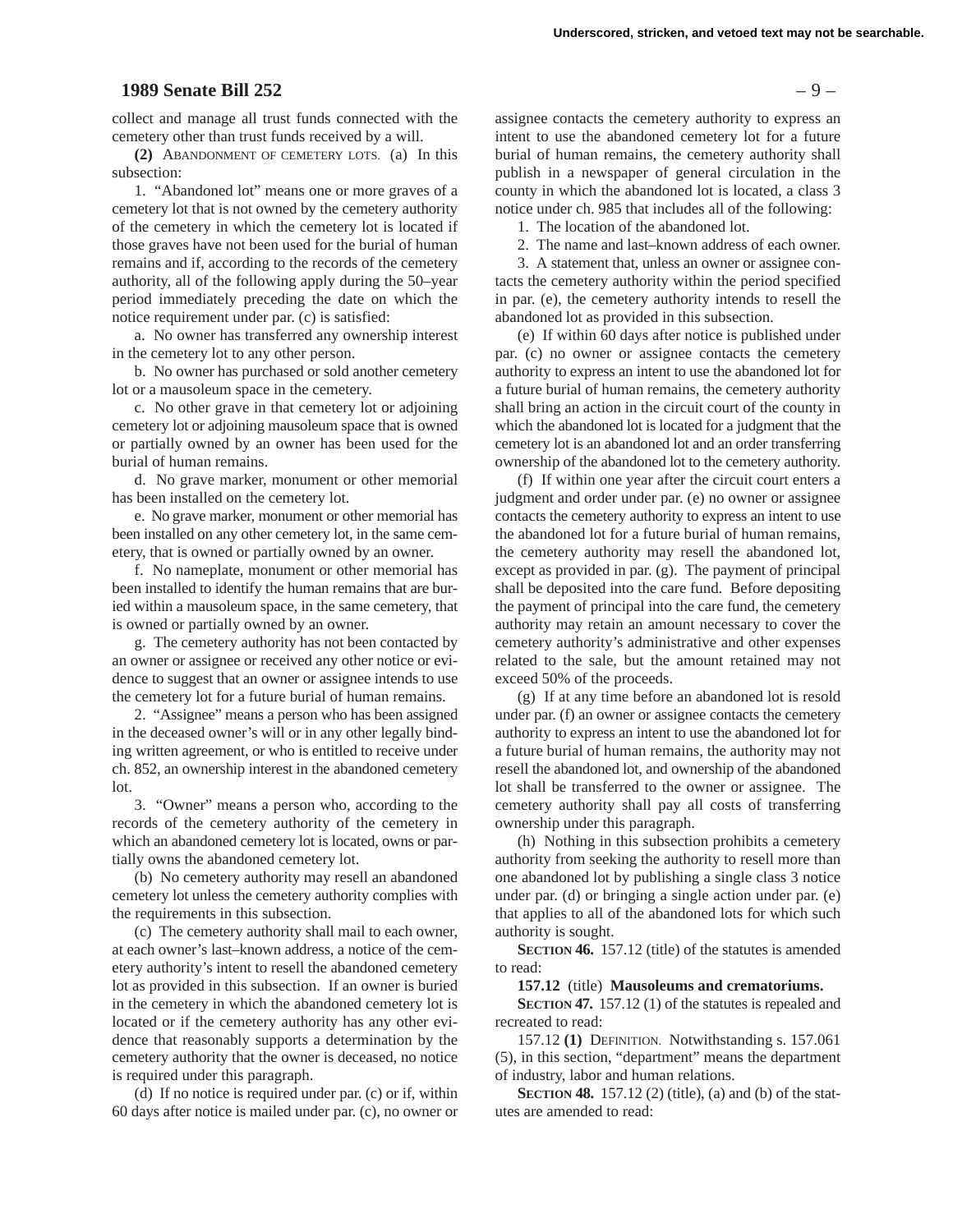collect and manage all trust funds connected with the cemetery other than trust funds received by a will.

**(2)** ABANDONMENT OF CEMETERY LOTS. (a) In this subsection:

1. "Abandoned lot" means one or more graves of a cemetery lot that is not owned by the cemetery authority of the cemetery in which the cemetery lot is located if those graves have not been used for the burial of human remains and if, according to the records of the cemetery authority, all of the following apply during the 50–year period immediately preceding the date on which the notice requirement under par. (c) is satisfied:

a. No owner has transferred any ownership interest in the cemetery lot to any other person.

b. No owner has purchased or sold another cemetery lot or a mausoleum space in the cemetery.

c. No other grave in that cemetery lot or adjoining cemetery lot or adjoining mausoleum space that is owned or partially owned by an owner has been used for the burial of human remains.

d. No grave marker, monument or other memorial has been installed on the cemetery lot.

e. No grave marker, monument or other memorial has been installed on any other cemetery lot, in the same cemetery, that is owned or partially owned by an owner.

f. No nameplate, monument or other memorial has been installed to identify the human remains that are buried within a mausoleum space, in the same cemetery, that is owned or partially owned by an owner.

g. The cemetery authority has not been contacted by an owner or assignee or received any other notice or evidence to suggest that an owner or assignee intends to use the cemetery lot for a future burial of human remains.

2. "Assignee" means a person who has been assigned in the deceased owner's will or in any other legally binding written agreement, or who is entitled to receive under ch. 852, an ownership interest in the abandoned cemetery lot.

3. "Owner" means a person who, according to the records of the cemetery authority of the cemetery in which an abandoned cemetery lot is located, owns or partially owns the abandoned cemetery lot.

(b) No cemetery authority may resell an abandoned cemetery lot unless the cemetery authority complies with the requirements in this subsection.

(c) The cemetery authority shall mail to each owner, at each owner's last–known address, a notice of the cemetery authority's intent to resell the abandoned cemetery lot as provided in this subsection. If an owner is buried in the cemetery in which the abandoned cemetery lot is located or if the cemetery authority has any other evidence that reasonably supports a determination by the cemetery authority that the owner is deceased, no notice is required under this paragraph.

(d) If no notice is required under par. (c) or if, within 60 days after notice is mailed under par. (c), no owner or assignee contacts the cemetery authority to express an intent to use the abandoned cemetery lot for a future burial of human remains, the cemetery authority shall publish in a newspaper of general circulation in the county in which the abandoned lot is located, a class 3 notice under ch. 985 that includes all of the following:

1. The location of the abandoned lot.

2. The name and last–known address of each owner.

3. A statement that, unless an owner or assignee contacts the cemetery authority within the period specified in par. (e), the cemetery authority intends to resell the abandoned lot as provided in this subsection.

(e) If within 60 days after notice is published under par. (c) no owner or assignee contacts the cemetery authority to express an intent to use the abandoned lot for a future burial of human remains, the cemetery authority shall bring an action in the circuit court of the county in which the abandoned lot is located for a judgment that the cemetery lot is an abandoned lot and an order transferring ownership of the abandoned lot to the cemetery authority.

(f) If within one year after the circuit court enters a judgment and order under par. (e) no owner or assignee contacts the cemetery authority to express an intent to use the abandoned lot for a future burial of human remains, the cemetery authority may resell the abandoned lot, except as provided in par. (g). The payment of principal shall be deposited into the care fund. Before depositing the payment of principal into the care fund, the cemetery authority may retain an amount necessary to cover the cemetery authority's administrative and other expenses related to the sale, but the amount retained may not exceed 50% of the proceeds.

(g) If at any time before an abandoned lot is resold under par. (f) an owner or assignee contacts the cemetery authority to express an intent to use the abandoned lot for a future burial of human remains, the authority may not resell the abandoned lot, and ownership of the abandoned lot shall be transferred to the owner or assignee. The cemetery authority shall pay all costs of transferring ownership under this paragraph.

(h) Nothing in this subsection prohibits a cemetery authority from seeking the authority to resell more than one abandoned lot by publishing a single class 3 notice under par. (d) or bringing a single action under par. (e) that applies to all of the abandoned lots for which such authority is sought.

**SECTION 46.** 157.12 (title) of the statutes is amended to read:

**157.12** (title) **Mausoleums and crematoriums.**

**SECTION 47.** 157.12 (1) of the statutes is repealed and recreated to read:

157.12 **(1)** DEFINITION. Notwithstanding s. 157.061 (5), in this section, "department" means the department of industry, labor and human relations.

**SECTION 48.** 157.12 (2) (title), (a) and (b) of the statutes are amended to read: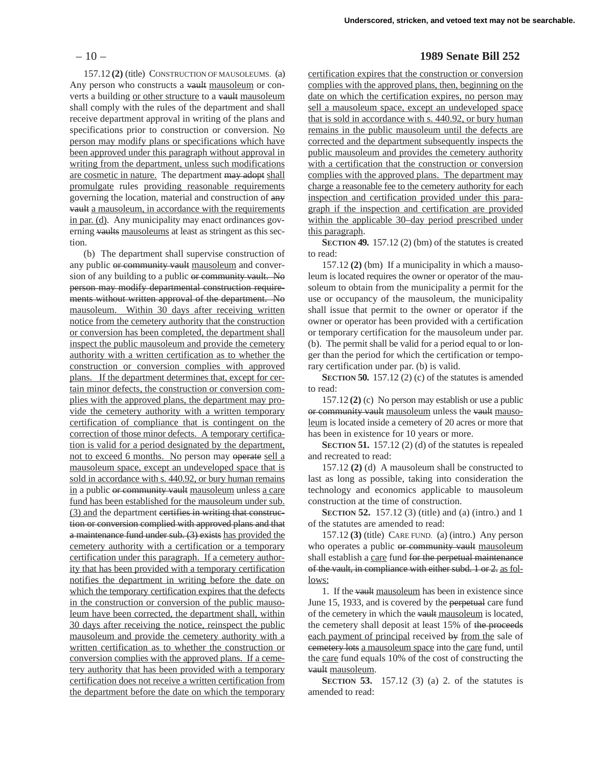157.12 **(2)** (title) CONSTRUCTION OF MAUSOLEUMS. (a) Any person who constructs a ~~vault~~ mausoleum or converts a building or other structure to a ~~vault~~ mausoleum shall comply with the rules of the department and shall receive department approval in writing of the plans and specifications prior to construction or conversion. No person may modify plans or specifications which have been approved under this paragraph without approval in writing from the department, unless such modifications are cosmetic in nature. The department ~~may adopt~~ shall promulgate rules providing reasonable requirements governing the location, material and construction of ~~any vault~~ a mausoleum, in accordance with the requirements in par. (d). Any municipality may enact ordinances governing ~~vaults~~ mausoleums at least as stringent as this section.

(b) The department shall supervise construction of any public ~~or community vault~~ mausoleum and conversion of any building to a public ~~or community vault. No person may modify departmental construction requirements without written approval of the department. No~~ mausoleum. Within 30 days after receiving written notice from the cemetery authority that the construction or conversion has been completed, the department shall inspect the public mausoleum and provide the cemetery authority with a written certification as to whether the construction or conversion complies with approved plans. If the department determines that, except for certain minor defects, the construction or conversion complies with the approved plans, the department may provide the cemetery authority with a written temporary certification of compliance that is contingent on the correction of those minor defects. A temporary certification is valid for a period designated by the department, not to exceed 6 months. No person may ~~operate~~ sell a mausoleum space, except an undeveloped space that is sold in accordance with s. 440.92, or bury human remains in a public ~~or community vault~~ mausoleum unless a care fund has been established for the mausoleum under sub. (3) and the department ~~certifies in writing that construction or conversion complied with approved plans and that a maintenance fund under sub. (3) exists~~ has provided the cemetery authority with a certification or a temporary certification under this paragraph. If a cemetery authority that has been provided with a temporary certification notifies the department in writing before the date on which the temporary certification expires that the defects in the construction or conversion of the public mausoleum have been corrected, the department shall, within 30 days after receiving the notice, reinspect the public mausoleum and provide the cemetery authority with a written certification as to whether the construction or conversion complies with the approved plans. If a cemetery authority that has been provided with a temporary certification does not receive a written certification from the department before the date on which the temporary certification expires that the construction or conversion complies with the approved plans, then, beginning on the date on which the certification expires, no person may sell a mausoleum space, except an undeveloped space that is sold in accordance with s. 440.92, or bury human remains in the public mausoleum until the defects are corrected and the department subsequently inspects the public mausoleum and provides the cemetery authority with a certification that the construction or conversion complies with the approved plans. The department may charge a reasonable fee to the cemetery authority for each inspection and certification provided under this paragraph if the inspection and certification are provided within the applicable 30–day period prescribed under this paragraph.

**SECTION 49.** 157.12 (2) (bm) of the statutes is created to read:

157.12 **(2)** (bm) If a municipality in which a mausoleum is located requires the owner or operator of the mausoleum to obtain from the municipality a permit for the use or occupancy of the mausoleum, the municipality shall issue that permit to the owner or operator if the owner or operator has been provided with a certification or temporary certification for the mausoleum under par. (b). The permit shall be valid for a period equal to or longer than the period for which the certification or temporary certification under par. (b) is valid.

**SECTION 50.** 157.12 (2) (c) of the statutes is amended to read:

157.12 **(2)** (c) No person may establish or use a public ~~or community vault~~ mausoleum unless the ~~vault~~ mausoleum is located inside a cemetery of 20 acres or more that has been in existence for 10 years or more.

**SECTION 51.** 157.12 (2) (d) of the statutes is repealed and recreated to read:

157.12 **(2)** (d) A mausoleum shall be constructed to last as long as possible, taking into consideration the technology and economics applicable to mausoleum construction at the time of construction.

**SECTION 52.** 157.12 (3) (title) and (a) (intro.) and 1 of the statutes are amended to read:

157.12 **(3)** (title) CARE FUND. (a) (intro.) Any person who operates a public ~~or community vault~~ mausoleum shall establish a care fund ~~for the perpetual maintenance of the vault, in compliance with either subd. 1 or 2.~~ as follows:

1. If the ~~vault~~ mausoleum has been in existence since June 15, 1933, and is covered by the ~~perpetual~~ care fund of the cemetery in which the ~~vault~~ mausoleum is located, the cemetery shall deposit at least 15% of ~~the proceeds~~ each payment of principal received ~~by~~ from the sale of ~~cemetery lots~~ a mausoleum space into the care fund, until the care fund equals 10% of the cost of constructing the ~~vault~~ mausoleum.

**SECTION 53.** 157.12 (3) (a) 2. of the statutes is amended to read: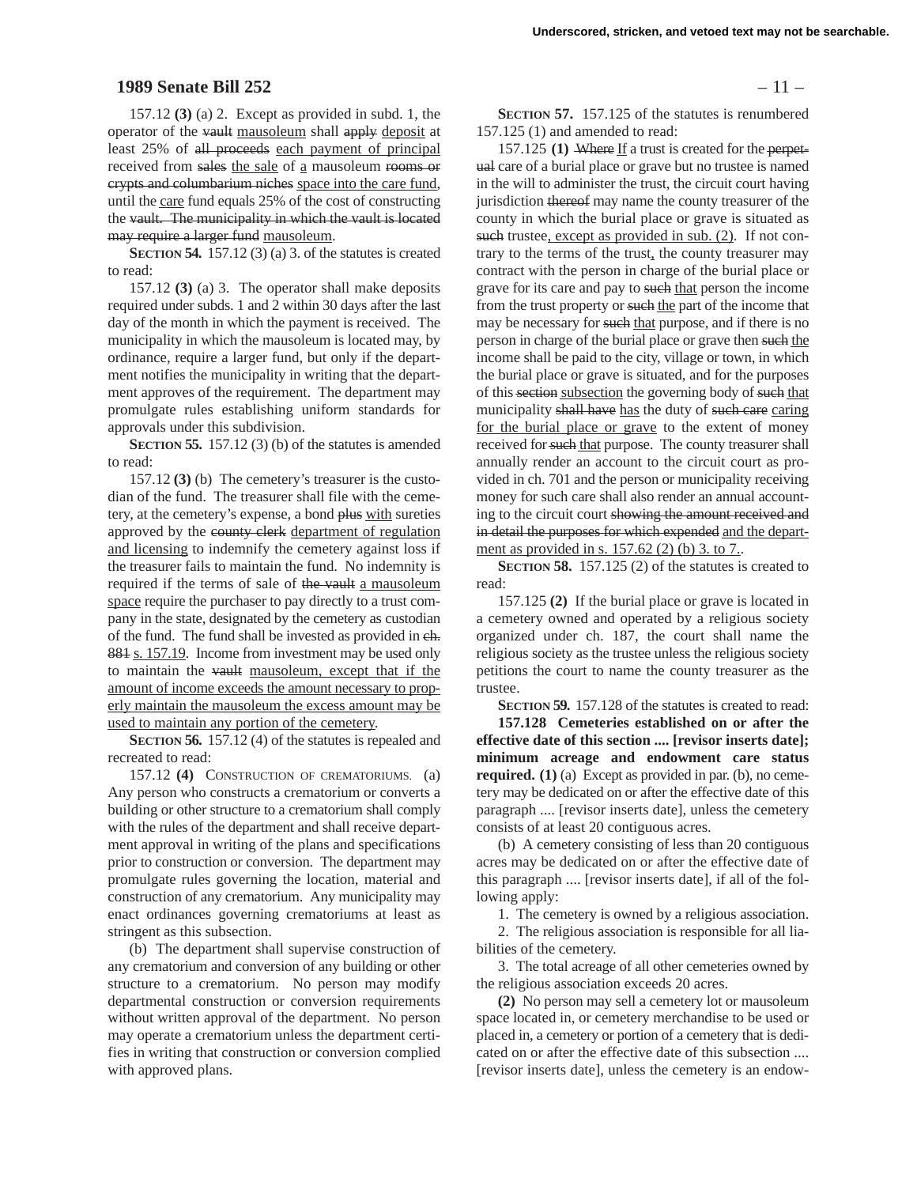157.12 **(3)** (a) 2. Except as provided in subd. 1, the operator of the ~~vault~~ mausoleum shall ~~apply~~ deposit at least 25% of ~~all proceeds~~ each payment of principal received from ~~sales~~ the sale of a mausoleum ~~rooms or crypts and columbarium niches~~ space into the care fund, until the care fund equals 25% of the cost of constructing the ~~vault. The municipality in which the vault is located may require a larger fund~~ mausoleum.

**SECTION 54.** 157.12 (3) (a) 3. of the statutes is created to read:

157.12 **(3)** (a) 3. The operator shall make deposits required under subds. 1 and 2 within 30 days after the last day of the month in which the payment is received. The municipality in which the mausoleum is located may, by ordinance, require a larger fund, but only if the department notifies the municipality in writing that the department approves of the requirement. The department may promulgate rules establishing uniform standards for approvals under this subdivision.

**SECTION 55.** 157.12 (3) (b) of the statutes is amended to read:

157.12 **(3)** (b) The cemetery's treasurer is the custodian of the fund. The treasurer shall file with the cemetery, at the cemetery's expense, a bond ~~plus~~ with sureties approved by the ~~county clerk~~ department of regulation and licensing to indemnify the cemetery against loss if the treasurer fails to maintain the fund. No indemnity is required if the terms of sale of ~~the vault~~ a mausoleum space require the purchaser to pay directly to a trust company in the state, designated by the cemetery as custodian of the fund. The fund shall be invested as provided in ~~ch. 881~~ s. 157.19. Income from investment may be used only to maintain the ~~vault~~ mausoleum, except that if the amount of income exceeds the amount necessary to properly maintain the mausoleum the excess amount may be used to maintain any portion of the cemetery.

**SECTION 56.** 157.12 (4) of the statutes is repealed and recreated to read:

157.12 **(4)** CONSTRUCTION OF CREMATORIUMS. (a) Any person who constructs a crematorium or converts a building or other structure to a crematorium shall comply with the rules of the department and shall receive department approval in writing of the plans and specifications prior to construction or conversion. The department may promulgate rules governing the location, material and construction of any crematorium. Any municipality may enact ordinances governing crematoriums at least as stringent as this subsection.

(b) The department shall supervise construction of any crematorium and conversion of any building or other structure to a crematorium. No person may modify departmental construction or conversion requirements without written approval of the department. No person may operate a crematorium unless the department certifies in writing that construction or conversion complied with approved plans.

**SECTION 57.** 157.125 of the statutes is renumbered 157.125 (1) and amended to read:

157.125 **(1)** ~~Where~~ If a trust is created for the ~~perpetual~~ care of a burial place or grave but no trustee is named in the will to administer the trust, the circuit court having jurisdiction ~~thereof~~ may name the county treasurer of the county in which the burial place or grave is situated as ~~such~~ trustee, except as provided in sub. (2). If not contrary to the terms of the trust, the county treasurer may contract with the person in charge of the burial place or grave for its care and pay to ~~such~~ that person the income from the trust property or ~~such~~ the part of the income that may be necessary for ~~such~~ that purpose, and if there is no person in charge of the burial place or grave then ~~such~~ the income shall be paid to the city, village or town, in which the burial place or grave is situated, and for the purposes of this ~~section~~ subsection the governing body of ~~such~~ that municipality ~~shall have~~ has the duty of ~~such care~~ caring for the burial place or grave to the extent of money received for ~~such~~ that purpose. The county treasurer shall annually render an account to the circuit court as provided in ch. 701 and the person or municipality receiving money for such care shall also render an annual accounting to the circuit court ~~showing the amount received and in detail the purposes for which expended~~ and the department as provided in s. 157.62 (2) (b) 3. to 7..

**SECTION 58.** 157.125 (2) of the statutes is created to read:

157.125 **(2)** If the burial place or grave is located in a cemetery owned and operated by a religious society organized under ch. 187, the court shall name the religious society as the trustee unless the religious society petitions the court to name the county treasurer as the trustee.

**SECTION 59.** 157.128 of the statutes is created to read:

**157.128 Cemeteries established on or after the effective date of this section .... [revisor inserts date]; minimum acreage and endowment care status required. (1)** (a) Except as provided in par. (b), no cemetery may be dedicated on or after the effective date of this paragraph .... [revisor inserts date], unless the cemetery consists of at least 20 contiguous acres.

(b) A cemetery consisting of less than 20 contiguous acres may be dedicated on or after the effective date of this paragraph .... [revisor inserts date], if all of the following apply:

1. The cemetery is owned by a religious association.

2. The religious association is responsible for all liabilities of the cemetery.

3. The total acreage of all other cemeteries owned by the religious association exceeds 20 acres.

**(2)** No person may sell a cemetery lot or mausoleum space located in, or cemetery merchandise to be used or placed in, a cemetery or portion of a cemetery that is dedicated on or after the effective date of this subsection .... [revisor inserts date], unless the cemetery is an endow-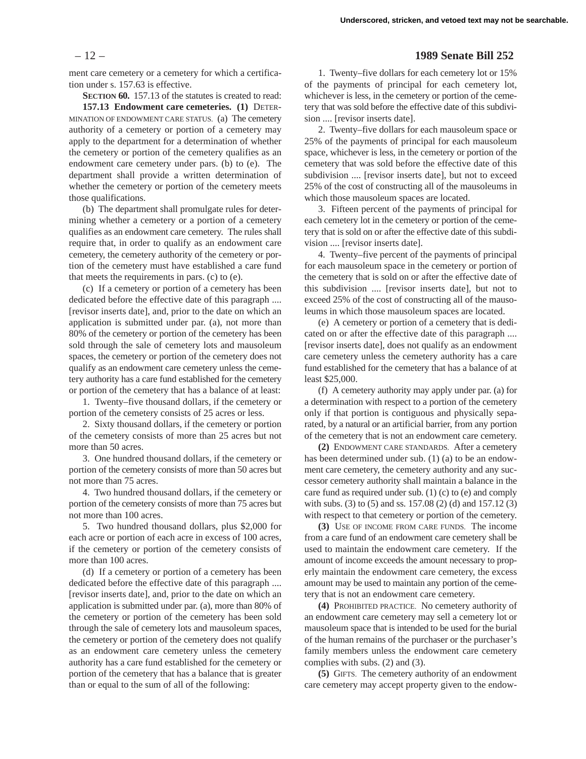ment care cemetery or a cemetery for which a certification under s. 157.63 is effective.

**SECTION 60.** 157.13 of the statutes is created to read:

**157.13 Endowment care cemeteries. (1)** DETERMINATION OF ENDOWMENT CARE STATUS. (a) The cemetery authority of a cemetery or portion of a cemetery may apply to the department for a determination of whether the cemetery or portion of the cemetery qualifies as an endowment care cemetery under pars. (b) to (e). The department shall provide a written determination of whether the cemetery or portion of the cemetery meets those qualifications.

(b) The department shall promulgate rules for determining whether a cemetery or a portion of a cemetery qualifies as an endowment care cemetery. The rules shall require that, in order to qualify as an endowment care cemetery, the cemetery authority of the cemetery or portion of the cemetery must have established a care fund that meets the requirements in pars. (c) to (e).

(c) If a cemetery or portion of a cemetery has been dedicated before the effective date of this paragraph .... [revisor inserts date], and, prior to the date on which an application is submitted under par. (a), not more than 80% of the cemetery or portion of the cemetery has been sold through the sale of cemetery lots and mausoleum spaces, the cemetery or portion of the cemetery does not qualify as an endowment care cemetery unless the cemetery authority has a care fund established for the cemetery or portion of the cemetery that has a balance of at least:

1. Twenty–five thousand dollars, if the cemetery or portion of the cemetery consists of 25 acres or less.

2. Sixty thousand dollars, if the cemetery or portion of the cemetery consists of more than 25 acres but not more than 50 acres.

3. One hundred thousand dollars, if the cemetery or portion of the cemetery consists of more than 50 acres but not more than 75 acres.

4. Two hundred thousand dollars, if the cemetery or portion of the cemetery consists of more than 75 acres but not more than 100 acres.

5. Two hundred thousand dollars, plus $2,000 for each acre or portion of each acre in excess of 100 acres, if the cemetery or portion of the cemetery consists of more than 100 acres.

(d) If a cemetery or portion of a cemetery has been dedicated before the effective date of this paragraph .... [revisor inserts date], and, prior to the date on which an application is submitted under par. (a), more than 80% of the cemetery or portion of the cemetery has been sold through the sale of cemetery lots and mausoleum spaces, the cemetery or portion of the cemetery does not qualify as an endowment care cemetery unless the cemetery authority has a care fund established for the cemetery or portion of the cemetery that has a balance that is greater than or equal to the sum of all of the following:

1. Twenty–five dollars for each cemetery lot or 15% of the payments of principal for each cemetery lot, whichever is less, in the cemetery or portion of the cemetery that was sold before the effective date of this subdivision .... [revisor inserts date].

2. Twenty–five dollars for each mausoleum space or 25% of the payments of principal for each mausoleum space, whichever is less, in the cemetery or portion of the cemetery that was sold before the effective date of this subdivision .... [revisor inserts date], but not to exceed 25% of the cost of constructing all of the mausoleums in which those mausoleum spaces are located.

3. Fifteen percent of the payments of principal for each cemetery lot in the cemetery or portion of the cemetery that is sold on or after the effective date of this subdivision .... [revisor inserts date].

4. Twenty–five percent of the payments of principal for each mausoleum space in the cemetery or portion of the cemetery that is sold on or after the effective date of this subdivision .... [revisor inserts date], but not to exceed 25% of the cost of constructing all of the mausoleums in which those mausoleum spaces are located.

(e) A cemetery or portion of a cemetery that is dedicated on or after the effective date of this paragraph .... [revisor inserts date], does not qualify as an endowment care cemetery unless the cemetery authority has a care fund established for the cemetery that has a balance of at least $25,000.

(f) A cemetery authority may apply under par. (a) for a determination with respect to a portion of the cemetery only if that portion is contiguous and physically separated, by a natural or an artificial barrier, from any portion of the cemetery that is not an endowment care cemetery.

**(2)** ENDOWMENT CARE STANDARDS. After a cemetery has been determined under sub. (1) (a) to be an endowment care cemetery, the cemetery authority and any successor cemetery authority shall maintain a balance in the care fund as required under sub. (1) (c) to (e) and comply with subs. (3) to (5) and ss. 157.08 (2) (d) and 157.12 (3) with respect to that cemetery or portion of the cemetery.

**(3)** USE OF INCOME FROM CARE FUNDS. The income from a care fund of an endowment care cemetery shall be used to maintain the endowment care cemetery. If the amount of income exceeds the amount necessary to properly maintain the endowment care cemetery, the excess amount may be used to maintain any portion of the cemetery that is not an endowment care cemetery.

**(4)** PROHIBITED PRACTICE. No cemetery authority of an endowment care cemetery may sell a cemetery lot or mausoleum space that is intended to be used for the burial of the human remains of the purchaser or the purchaser's family members unless the endowment care cemetery complies with subs. (2) and (3).

**(5)** GIFTS. The cemetery authority of an endowment care cemetery may accept property given to the endow-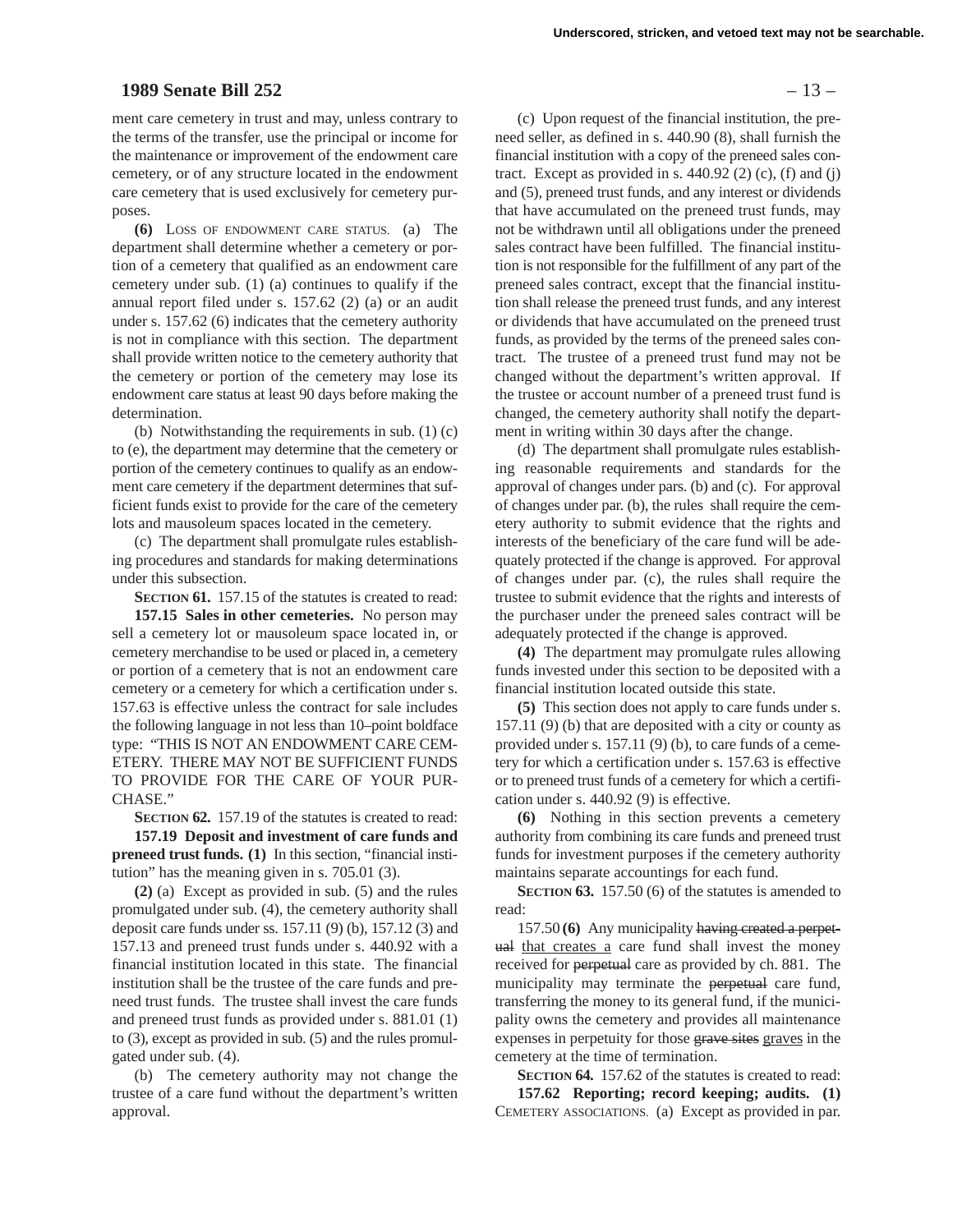ment care cemetery in trust and may, unless contrary to the terms of the transfer, use the principal or income for the maintenance or improvement of the endowment care cemetery, or of any structure located in the endowment care cemetery that is used exclusively for cemetery purposes.

**(6)** LOSS OF ENDOWMENT CARE STATUS. (a) The department shall determine whether a cemetery or portion of a cemetery that qualified as an endowment care cemetery under sub. (1) (a) continues to qualify if the annual report filed under s. 157.62 (2) (a) or an audit under s. 157.62 (6) indicates that the cemetery authority is not in compliance with this section. The department shall provide written notice to the cemetery authority that the cemetery or portion of the cemetery may lose its endowment care status at least 90 days before making the determination.

(b) Notwithstanding the requirements in sub. (1) (c) to (e), the department may determine that the cemetery or portion of the cemetery continues to qualify as an endowment care cemetery if the department determines that sufficient funds exist to provide for the care of the cemetery lots and mausoleum spaces located in the cemetery.

(c) The department shall promulgate rules establishing procedures and standards for making determinations under this subsection.

**SECTION 61.** 157.15 of the statutes is created to read:

**157.15 Sales in other cemeteries.** No person may sell a cemetery lot or mausoleum space located in, or cemetery merchandise to be used or placed in, a cemetery or portion of a cemetery that is not an endowment care cemetery or a cemetery for which a certification under s. 157.63 is effective unless the contract for sale includes the following language in not less than 10–point boldface type: "THIS IS NOT AN ENDOWMENT CARE CEMETERY. THERE MAY NOT BE SUFFICIENT FUNDS TO PROVIDE FOR THE CARE OF YOUR PURCHASE."

**SECTION 62.** 157.19 of the statutes is created to read:

**157.19 Deposit and investment of care funds and preneed trust funds. (1)** In this section, "financial institution" has the meaning given in s. 705.01 (3).

**(2)** (a) Except as provided in sub. (5) and the rules promulgated under sub. (4), the cemetery authority shall deposit care funds under ss. 157.11 (9) (b), 157.12 (3) and 157.13 and preneed trust funds under s. 440.92 with a financial institution located in this state. The financial institution shall be the trustee of the care funds and preneed trust funds. The trustee shall invest the care funds and preneed trust funds as provided under s. 881.01 (1) to (3), except as provided in sub. (5) and the rules promulgated under sub. (4).

(b) The cemetery authority may not change the trustee of a care fund without the department's written approval.

(c) Upon request of the financial institution, the preneed seller, as defined in s. 440.90 (8), shall furnish the financial institution with a copy of the preneed sales contract. Except as provided in s. 440.92 (2) (c), (f) and (j) and (5), preneed trust funds, and any interest or dividends that have accumulated on the preneed trust funds, may not be withdrawn until all obligations under the preneed sales contract have been fulfilled. The financial institution is not responsible for the fulfillment of any part of the preneed sales contract, except that the financial institution shall release the preneed trust funds, and any interest or dividends that have accumulated on the preneed trust funds, as provided by the terms of the preneed sales contract. The trustee of a preneed trust fund may not be changed without the department's written approval. If the trustee or account number of a preneed trust fund is changed, the cemetery authority shall notify the department in writing within 30 days after the change.

(d) The department shall promulgate rules establishing reasonable requirements and standards for the approval of changes under pars. (b) and (c). For approval of changes under par. (b), the rules shall require the cemetery authority to submit evidence that the rights and interests of the beneficiary of the care fund will be adequately protected if the change is approved. For approval of changes under par. (c), the rules shall require the trustee to submit evidence that the rights and interests of the purchaser under the preneed sales contract will be adequately protected if the change is approved.

**(4)** The department may promulgate rules allowing funds invested under this section to be deposited with a financial institution located outside this state.

**(5)** This section does not apply to care funds under s. 157.11 (9) (b) that are deposited with a city or county as provided under s. 157.11 (9) (b), to care funds of a cemetery for which a certification under s. 157.63 is effective or to preneed trust funds of a cemetery for which a certification under s. 440.92 (9) is effective.

**(6)** Nothing in this section prevents a cemetery authority from combining its care funds and preneed trust funds for investment purposes if the cemetery authority maintains separate accountings for each fund.

**SECTION 63.** 157.50 (6) of the statutes is amended to read:

157.50 **(6)** Any municipality ~~having created a perpetual~~ that creates a care fund shall invest the money received for ~~perpetual~~ care as provided by ch. 881. The municipality may terminate the ~~perpetual~~ care fund, transferring the money to its general fund, if the municipality owns the cemetery and provides all maintenance expenses in perpetuity for those ~~grave sites~~ graves in the cemetery at the time of termination.

**SECTION 64.** 157.62 of the statutes is created to read:

**157.62 Reporting; record keeping; audits. (1)** CEMETERY ASSOCIATIONS. (a) Except as provided in par.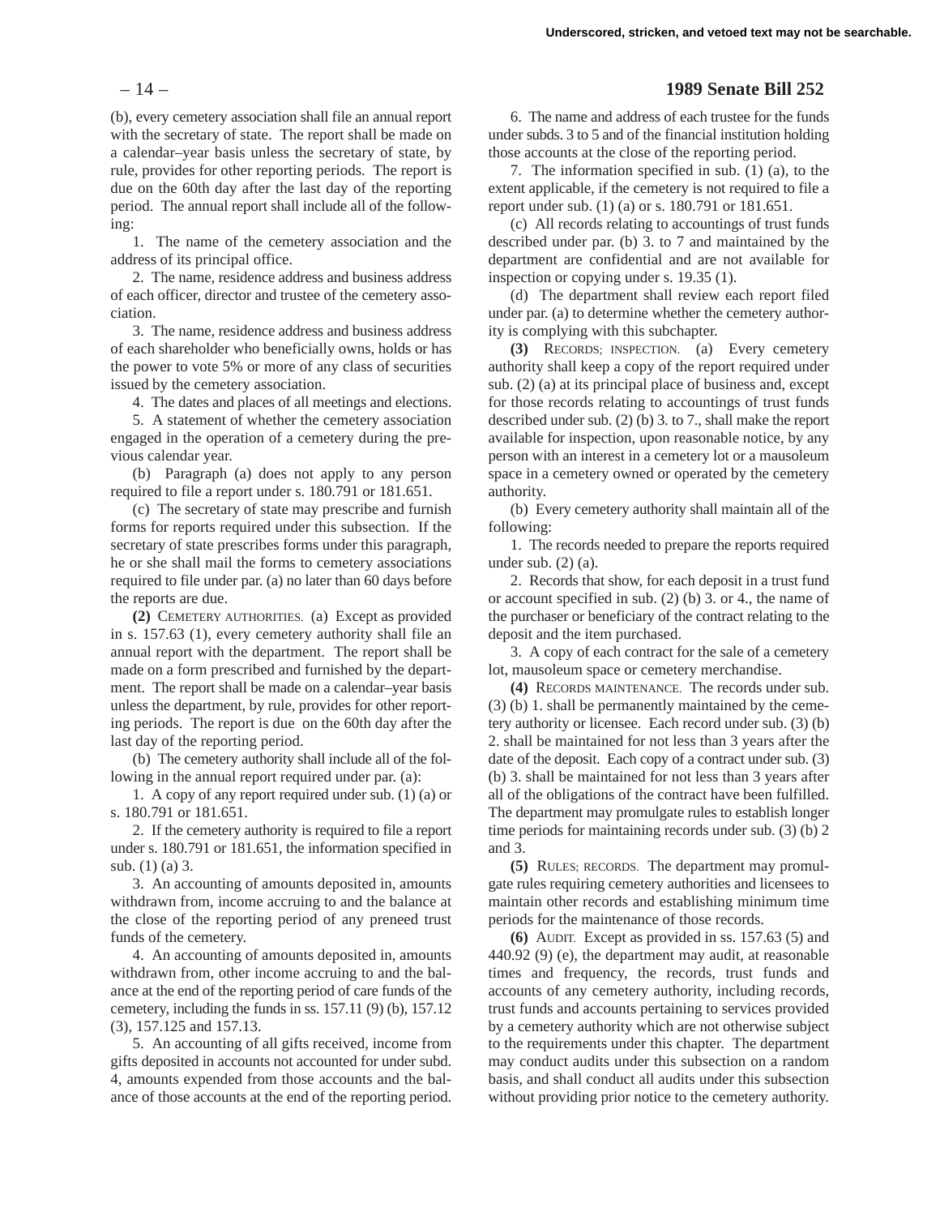(b), every cemetery association shall file an annual report with the secretary of state. The report shall be made on a calendar–year basis unless the secretary of state, by rule, provides for other reporting periods. The report is due on the 60th day after the last day of the reporting period. The annual report shall include all of the following:

1. The name of the cemetery association and the address of its principal office.

2. The name, residence address and business address of each officer, director and trustee of the cemetery association.

3. The name, residence address and business address of each shareholder who beneficially owns, holds or has the power to vote 5% or more of any class of securities issued by the cemetery association.

4. The dates and places of all meetings and elections.

5. A statement of whether the cemetery association engaged in the operation of a cemetery during the previous calendar year.

(b) Paragraph (a) does not apply to any person required to file a report under s. 180.791 or 181.651.

(c) The secretary of state may prescribe and furnish forms for reports required under this subsection. If the secretary of state prescribes forms under this paragraph, he or she shall mail the forms to cemetery associations required to file under par. (a) no later than 60 days before the reports are due.

**(2)** CEMETERY AUTHORITIES. (a) Except as provided in s. 157.63 (1), every cemetery authority shall file an annual report with the department. The report shall be made on a form prescribed and furnished by the department. The report shall be made on a calendar–year basis unless the department, by rule, provides for other reporting periods. The report is due on the 60th day after the last day of the reporting period.

(b) The cemetery authority shall include all of the following in the annual report required under par. (a):

1. A copy of any report required under sub. (1) (a) or s. 180.791 or 181.651.

2. If the cemetery authority is required to file a report under s. 180.791 or 181.651, the information specified in sub. (1) (a) 3.

3. An accounting of amounts deposited in, amounts withdrawn from, income accruing to and the balance at the close of the reporting period of any preneed trust funds of the cemetery.

4. An accounting of amounts deposited in, amounts withdrawn from, other income accruing to and the balance at the end of the reporting period of care funds of the cemetery, including the funds in ss. 157.11 (9) (b), 157.12 (3), 157.125 and 157.13.

5. An accounting of all gifts received, income from gifts deposited in accounts not accounted for under subd. 4, amounts expended from those accounts and the balance of those accounts at the end of the reporting period.

6. The name and address of each trustee for the funds under subds. 3 to 5 and of the financial institution holding those accounts at the close of the reporting period.

7. The information specified in sub. (1) (a), to the extent applicable, if the cemetery is not required to file a report under sub. (1) (a) or s. 180.791 or 181.651.

(c) All records relating to accountings of trust funds described under par. (b) 3. to 7 and maintained by the department are confidential and are not available for inspection or copying under s. 19.35 (1).

(d) The department shall review each report filed under par. (a) to determine whether the cemetery authority is complying with this subchapter.

**(3)** RECORDS; INSPECTION. (a) Every cemetery authority shall keep a copy of the report required under sub. (2) (a) at its principal place of business and, except for those records relating to accountings of trust funds described under sub. (2) (b) 3. to 7., shall make the report available for inspection, upon reasonable notice, by any person with an interest in a cemetery lot or a mausoleum space in a cemetery owned or operated by the cemetery authority.

(b) Every cemetery authority shall maintain all of the following:

1. The records needed to prepare the reports required under sub. (2) (a).

2. Records that show, for each deposit in a trust fund or account specified in sub. (2) (b) 3. or 4., the name of the purchaser or beneficiary of the contract relating to the deposit and the item purchased.

3. A copy of each contract for the sale of a cemetery lot, mausoleum space or cemetery merchandise.

**(4)** RECORDS MAINTENANCE. The records under sub. (3) (b) 1. shall be permanently maintained by the cemetery authority or licensee. Each record under sub. (3) (b) 2. shall be maintained for not less than 3 years after the date of the deposit. Each copy of a contract under sub. (3) (b) 3. shall be maintained for not less than 3 years after all of the obligations of the contract have been fulfilled. The department may promulgate rules to establish longer time periods for maintaining records under sub. (3) (b) 2 and 3.

**(5)** RULES; RECORDS. The department may promulgate rules requiring cemetery authorities and licensees to maintain other records and establishing minimum time periods for the maintenance of those records.

**(6)** AUDIT. Except as provided in ss. 157.63 (5) and 440.92 (9) (e), the department may audit, at reasonable times and frequency, the records, trust funds and accounts of any cemetery authority, including records, trust funds and accounts pertaining to services provided by a cemetery authority which are not otherwise subject to the requirements under this chapter. The department may conduct audits under this subsection on a random basis, and shall conduct all audits under this subsection without providing prior notice to the cemetery authority.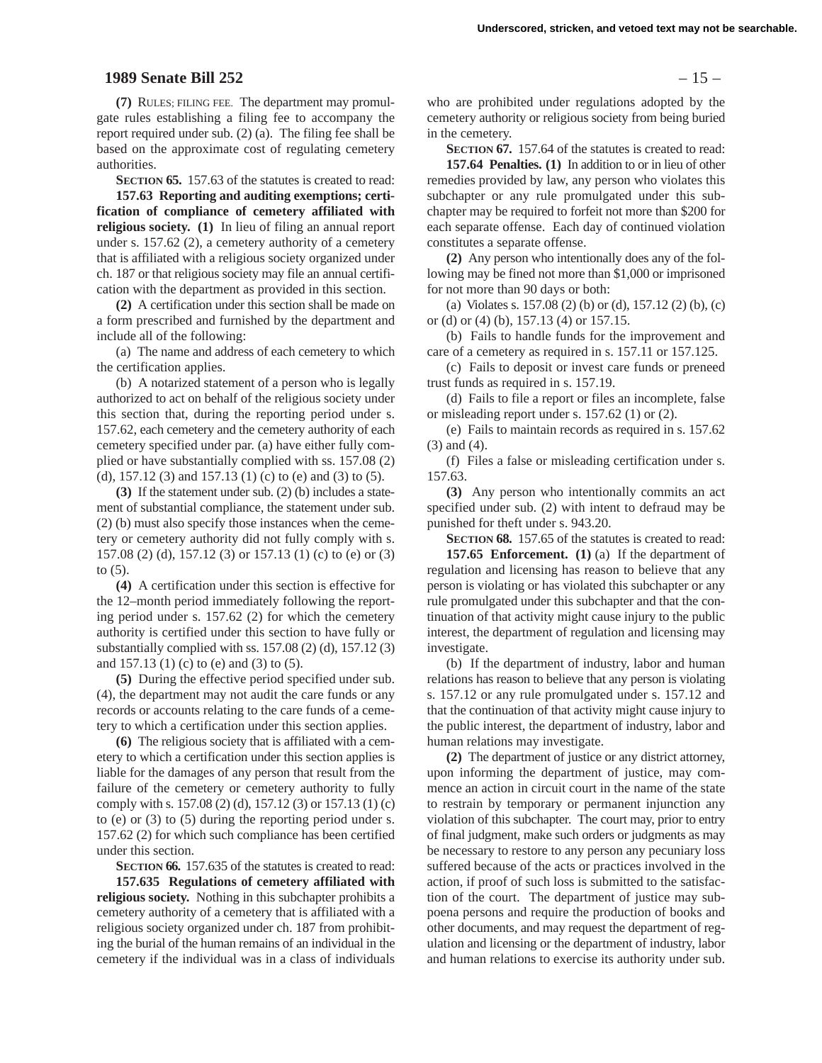**(7)** RULES; FILING FEE. The department may promulgate rules establishing a filing fee to accompany the report required under sub. (2) (a). The filing fee shall be based on the approximate cost of regulating cemetery authorities.

**SECTION 65.** 157.63 of the statutes is created to read:

**157.63 Reporting and auditing exemptions; certification of compliance of cemetery affiliated with religious society. (1)** In lieu of filing an annual report under s. 157.62 (2), a cemetery authority of a cemetery that is affiliated with a religious society organized under ch. 187 or that religious society may file an annual certification with the department as provided in this section.

**(2)** A certification under this section shall be made on a form prescribed and furnished by the department and include all of the following:

(a) The name and address of each cemetery to which the certification applies.

(b) A notarized statement of a person who is legally authorized to act on behalf of the religious society under this section that, during the reporting period under s. 157.62, each cemetery and the cemetery authority of each cemetery specified under par. (a) have either fully complied or have substantially complied with ss. 157.08 (2) (d), 157.12 (3) and 157.13 (1) (c) to (e) and (3) to (5).

**(3)** If the statement under sub. (2) (b) includes a statement of substantial compliance, the statement under sub. (2) (b) must also specify those instances when the cemetery or cemetery authority did not fully comply with s. 157.08 (2) (d), 157.12 (3) or 157.13 (1) (c) to (e) or (3) to (5).

**(4)** A certification under this section is effective for the 12–month period immediately following the reporting period under s. 157.62 (2) for which the cemetery authority is certified under this section to have fully or substantially complied with ss. 157.08 (2) (d), 157.12 (3) and 157.13 (1) (c) to (e) and (3) to (5).

**(5)** During the effective period specified under sub. (4), the department may not audit the care funds or any records or accounts relating to the care funds of a cemetery to which a certification under this section applies.

**(6)** The religious society that is affiliated with a cemetery to which a certification under this section applies is liable for the damages of any person that result from the failure of the cemetery or cemetery authority to fully comply with s. 157.08 (2) (d), 157.12 (3) or 157.13 (1) (c) to (e) or (3) to (5) during the reporting period under s. 157.62 (2) for which such compliance has been certified under this section.

**SECTION 66.** 157.635 of the statutes is created to read:

**157.635 Regulations of cemetery affiliated with religious society.** Nothing in this subchapter prohibits a cemetery authority of a cemetery that is affiliated with a religious society organized under ch. 187 from prohibiting the burial of the human remains of an individual in the cemetery if the individual was in a class of individuals who are prohibited under regulations adopted by the cemetery authority or religious society from being buried in the cemetery.

**SECTION 67.** 157.64 of the statutes is created to read:

**157.64 Penalties. (1)** In addition to or in lieu of other remedies provided by law, any person who violates this subchapter or any rule promulgated under this subchapter may be required to forfeit not more than $200 for each separate offense. Each day of continued violation constitutes a separate offense.

**(2)** Any person who intentionally does any of the following may be fined not more than $1,000 or imprisoned for not more than 90 days or both:

(a) Violates s. 157.08 (2) (b) or (d), 157.12 (2) (b), (c) or (d) or (4) (b), 157.13 (4) or 157.15.

(b) Fails to handle funds for the improvement and care of a cemetery as required in s. 157.11 or 157.125.

(c) Fails to deposit or invest care funds or preneed trust funds as required in s. 157.19.

(d) Fails to file a report or files an incomplete, false or misleading report under s. 157.62 (1) or (2).

(e) Fails to maintain records as required in s. 157.62 (3) and (4).

(f) Files a false or misleading certification under s. 157.63.

**(3)** Any person who intentionally commits an act specified under sub. (2) with intent to defraud may be punished for theft under s. 943.20.

**SECTION 68.** 157.65 of the statutes is created to read:

**157.65 Enforcement. (1)** (a) If the department of regulation and licensing has reason to believe that any person is violating or has violated this subchapter or any rule promulgated under this subchapter and that the continuation of that activity might cause injury to the public interest, the department of regulation and licensing may investigate.

(b) If the department of industry, labor and human relations has reason to believe that any person is violating s. 157.12 or any rule promulgated under s. 157.12 and that the continuation of that activity might cause injury to the public interest, the department of industry, labor and human relations may investigate.

**(2)** The department of justice or any district attorney, upon informing the department of justice, may commence an action in circuit court in the name of the state to restrain by temporary or permanent injunction any violation of this subchapter. The court may, prior to entry of final judgment, make such orders or judgments as may be necessary to restore to any person any pecuniary loss suffered because of the acts or practices involved in the action, if proof of such loss is submitted to the satisfaction of the court. The department of justice may subpoena persons and require the production of books and other documents, and may request the department of regulation and licensing or the department of industry, labor and human relations to exercise its authority under sub.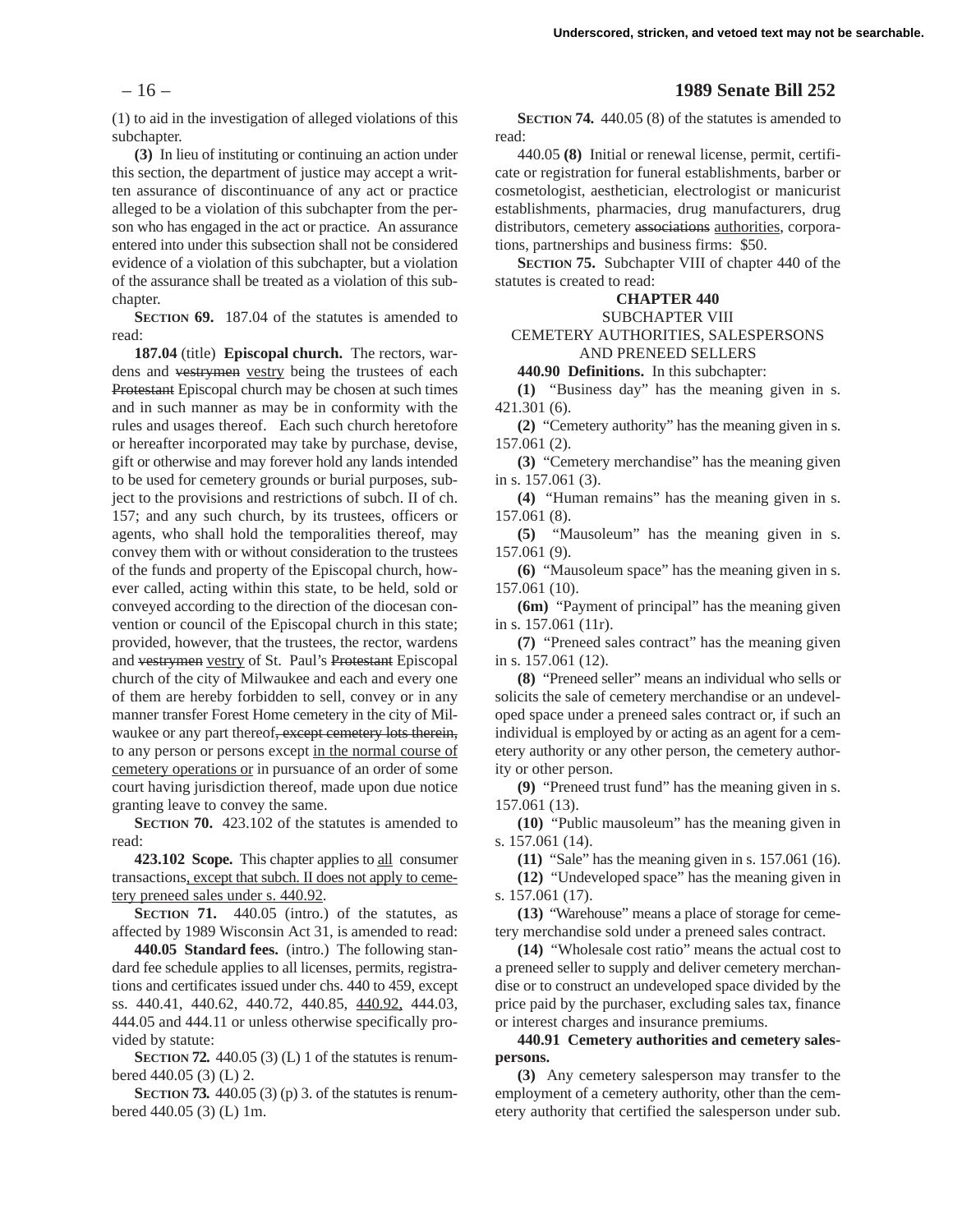(1) to aid in the investigation of alleged violations of this subchapter.

**(3)** In lieu of instituting or continuing an action under this section, the department of justice may accept a written assurance of discontinuance of any act or practice alleged to be a violation of this subchapter from the person who has engaged in the act or practice. An assurance entered into under this subsection shall not be considered evidence of a violation of this subchapter, but a violation of the assurance shall be treated as a violation of this subchapter.

**SECTION 69.** 187.04 of the statutes is amended to read:

**187.04** (title) **Episcopal church.** The rectors, wardens and ~~vestrymen~~ vestry being the trustees of each ~~Protestant~~ Episcopal church may be chosen at such times and in such manner as may be in conformity with the rules and usages thereof. Each such church heretofore or hereafter incorporated may take by purchase, devise, gift or otherwise and may forever hold any lands intended to be used for cemetery grounds or burial purposes, subject to the provisions and restrictions of subch. II of ch. 157; and any such church, by its trustees, officers or agents, who shall hold the temporalities thereof, may convey them with or without consideration to the trustees of the funds and property of the Episcopal church, however called, acting within this state, to be held, sold or conveyed according to the direction of the diocesan convention or council of the Episcopal church in this state; provided, however, that the trustees, the rector, wardens and ~~vestrymen~~ vestry of St. Paul's ~~Protestant~~ Episcopal church of the city of Milwaukee and each and every one of them are hereby forbidden to sell, convey or in any manner transfer Forest Home cemetery in the city of Milwaukee or any part thereof~~, except cemetery lots therein,~~ to any person or persons except in the normal course of cemetery operations or in pursuance of an order of some court having jurisdiction thereof, made upon due notice granting leave to convey the same.

**SECTION 70.** 423.102 of the statutes is amended to read:

**423.102 Scope.** This chapter applies to all consumer transactions, except that subch. II does not apply to cemetery preneed sales under s. 440.92.

**SECTION 71.** 440.05 (intro.) of the statutes, as affected by 1989 Wisconsin Act 31, is amended to read:

**440.05 Standard fees.** (intro.) The following standard fee schedule applies to all licenses, permits, registrations and certificates issued under chs. 440 to 459, except ss. 440.41, 440.62, 440.72, 440.85, 440.92, 444.03, 444.05 and 444.11 or unless otherwise specifically provided by statute:

**SECTION 72.** 440.05 (3) (L) 1 of the statutes is renumbered 440.05 (3) (L) 2.

**SECTION 73.** 440.05 (3) (p) 3. of the statutes is renumbered 440.05 (3) (L) 1m.

**SECTION 74.** 440.05 (8) of the statutes is amended to read:

440.05 **(8)** Initial or renewal license, permit, certificate or registration for funeral establishments, barber or cosmetologist, aesthetician, electrologist or manicurist establishments, pharmacies, drug manufacturers, drug distributors, cemetery ~~associations~~ authorities, corporations, partnerships and business firms: $50.

**SECTION 75.** Subchapter VIII of chapter 440 of the statutes is created to read:

**CHAPTER 440**

SUBCHAPTER VIII

CEMETERY AUTHORITIES, SALESPERSONS AND PRENEED SELLERS

**440.90 Definitions.** In this subchapter:

**(1)** "Business day" has the meaning given in s. 421.301 (6).

**(2)** "Cemetery authority" has the meaning given in s. 157.061 (2).

**(3)** "Cemetery merchandise" has the meaning given in s. 157.061 (3).

**(4)** "Human remains" has the meaning given in s. 157.061 (8).

**(5)** "Mausoleum" has the meaning given in s. 157.061 (9).

**(6)** "Mausoleum space" has the meaning given in s. 157.061 (10).

**(6m)** "Payment of principal" has the meaning given in s. 157.061 (11r).

**(7)** "Preneed sales contract" has the meaning given in s. 157.061 (12).

**(8)** "Preneed seller" means an individual who sells or solicits the sale of cemetery merchandise or an undeveloped space under a preneed sales contract or, if such an individual is employed by or acting as an agent for a cemetery authority or any other person, the cemetery authority or other person.

**(9)** "Preneed trust fund" has the meaning given in s. 157.061 (13).

**(10)** "Public mausoleum" has the meaning given in s. 157.061 (14).

**(11)** "Sale" has the meaning given in s. 157.061 (16).

**(12)** "Undeveloped space" has the meaning given in s. 157.061 (17).

**(13)** "Warehouse" means a place of storage for cemetery merchandise sold under a preneed sales contract.

**(14)** "Wholesale cost ratio" means the actual cost to a preneed seller to supply and deliver cemetery merchandise or to construct an undeveloped space divided by the price paid by the purchaser, excluding sales tax, finance or interest charges and insurance premiums.

**440.91 Cemetery authorities and cemetery salespersons.**

**(3)** Any cemetery salesperson may transfer to the employment of a cemetery authority, other than the cemetery authority that certified the salesperson under sub.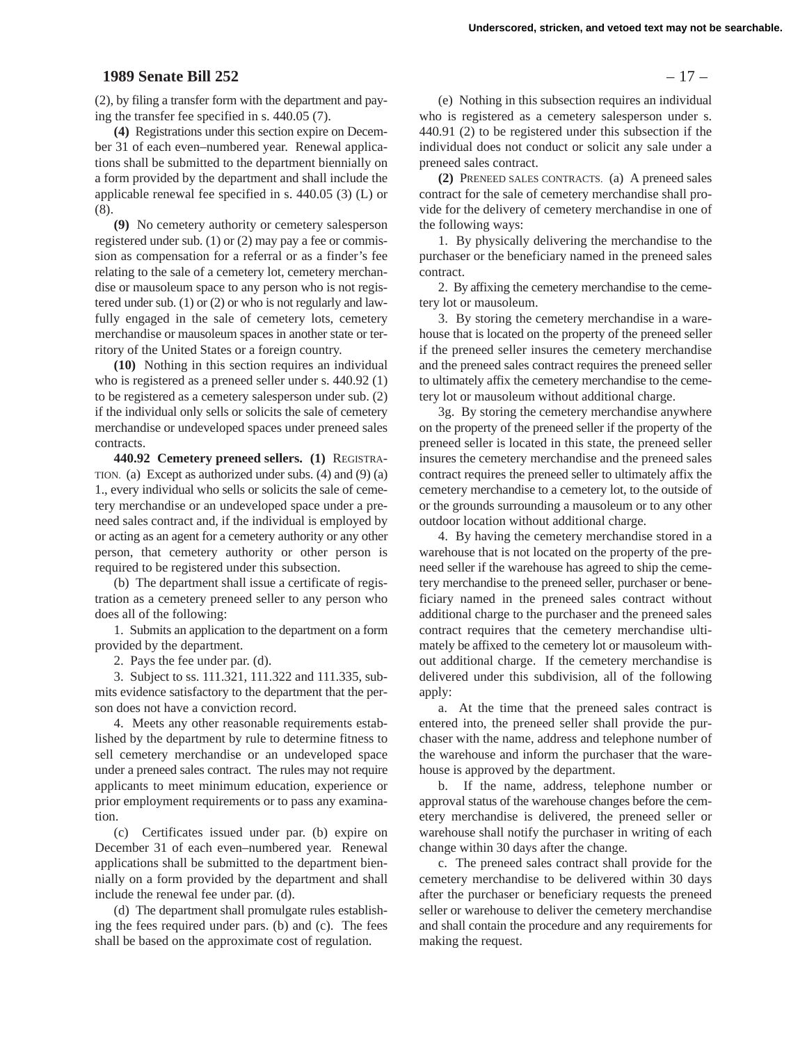(2), by filing a transfer form with the department and paying the transfer fee specified in s. 440.05 (7).

**(4)** Registrations under this section expire on December 31 of each even–numbered year. Renewal applications shall be submitted to the department biennially on a form provided by the department and shall include the applicable renewal fee specified in s. 440.05 (3) (L) or (8).

**(9)** No cemetery authority or cemetery salesperson registered under sub. (1) or (2) may pay a fee or commission as compensation for a referral or as a finder's fee relating to the sale of a cemetery lot, cemetery merchandise or mausoleum space to any person who is not registered under sub. (1) or (2) or who is not regularly and lawfully engaged in the sale of cemetery lots, cemetery merchandise or mausoleum spaces in another state or territory of the United States or a foreign country.

**(10)** Nothing in this section requires an individual who is registered as a preneed seller under s. 440.92 (1) to be registered as a cemetery salesperson under sub. (2) if the individual only sells or solicits the sale of cemetery merchandise or undeveloped spaces under preneed sales contracts.

**440.92 Cemetery preneed sellers. (1)** REGISTRATION. (a) Except as authorized under subs. (4) and (9) (a) 1., every individual who sells or solicits the sale of cemetery merchandise or an undeveloped space under a preneed sales contract and, if the individual is employed by or acting as an agent for a cemetery authority or any other person, that cemetery authority or other person is required to be registered under this subsection.

(b) The department shall issue a certificate of registration as a cemetery preneed seller to any person who does all of the following:

1. Submits an application to the department on a form provided by the department.

2. Pays the fee under par. (d).

3. Subject to ss. 111.321, 111.322 and 111.335, submits evidence satisfactory to the department that the person does not have a conviction record.

4. Meets any other reasonable requirements established by the department by rule to determine fitness to sell cemetery merchandise or an undeveloped space under a preneed sales contract. The rules may not require applicants to meet minimum education, experience or prior employment requirements or to pass any examination.

(c) Certificates issued under par. (b) expire on December 31 of each even–numbered year. Renewal applications shall be submitted to the department biennially on a form provided by the department and shall include the renewal fee under par. (d).

(d) The department shall promulgate rules establishing the fees required under pars. (b) and (c). The fees shall be based on the approximate cost of regulation.

(e) Nothing in this subsection requires an individual who is registered as a cemetery salesperson under s. 440.91 (2) to be registered under this subsection if the individual does not conduct or solicit any sale under a preneed sales contract.

**(2)** PRENEED SALES CONTRACTS. (a) A preneed sales contract for the sale of cemetery merchandise shall provide for the delivery of cemetery merchandise in one of the following ways:

1. By physically delivering the merchandise to the purchaser or the beneficiary named in the preneed sales contract.

2. By affixing the cemetery merchandise to the cemetery lot or mausoleum.

3. By storing the cemetery merchandise in a warehouse that is located on the property of the preneed seller if the preneed seller insures the cemetery merchandise and the preneed sales contract requires the preneed seller to ultimately affix the cemetery merchandise to the cemetery lot or mausoleum without additional charge.

3g. By storing the cemetery merchandise anywhere on the property of the preneed seller if the property of the preneed seller is located in this state, the preneed seller insures the cemetery merchandise and the preneed sales contract requires the preneed seller to ultimately affix the cemetery merchandise to a cemetery lot, to the outside of or the grounds surrounding a mausoleum or to any other outdoor location without additional charge.

4. By having the cemetery merchandise stored in a warehouse that is not located on the property of the preneed seller if the warehouse has agreed to ship the cemetery merchandise to the preneed seller, purchaser or beneficiary named in the preneed sales contract without additional charge to the purchaser and the preneed sales contract requires that the cemetery merchandise ultimately be affixed to the cemetery lot or mausoleum without additional charge. If the cemetery merchandise is delivered under this subdivision, all of the following apply:

a. At the time that the preneed sales contract is entered into, the preneed seller shall provide the purchaser with the name, address and telephone number of the warehouse and inform the purchaser that the warehouse is approved by the department.

b. If the name, address, telephone number or approval status of the warehouse changes before the cemetery merchandise is delivered, the preneed seller or warehouse shall notify the purchaser in writing of each change within 30 days after the change.

c. The preneed sales contract shall provide for the cemetery merchandise to be delivered within 30 days after the purchaser or beneficiary requests the preneed seller or warehouse to deliver the cemetery merchandise and shall contain the procedure and any requirements for making the request.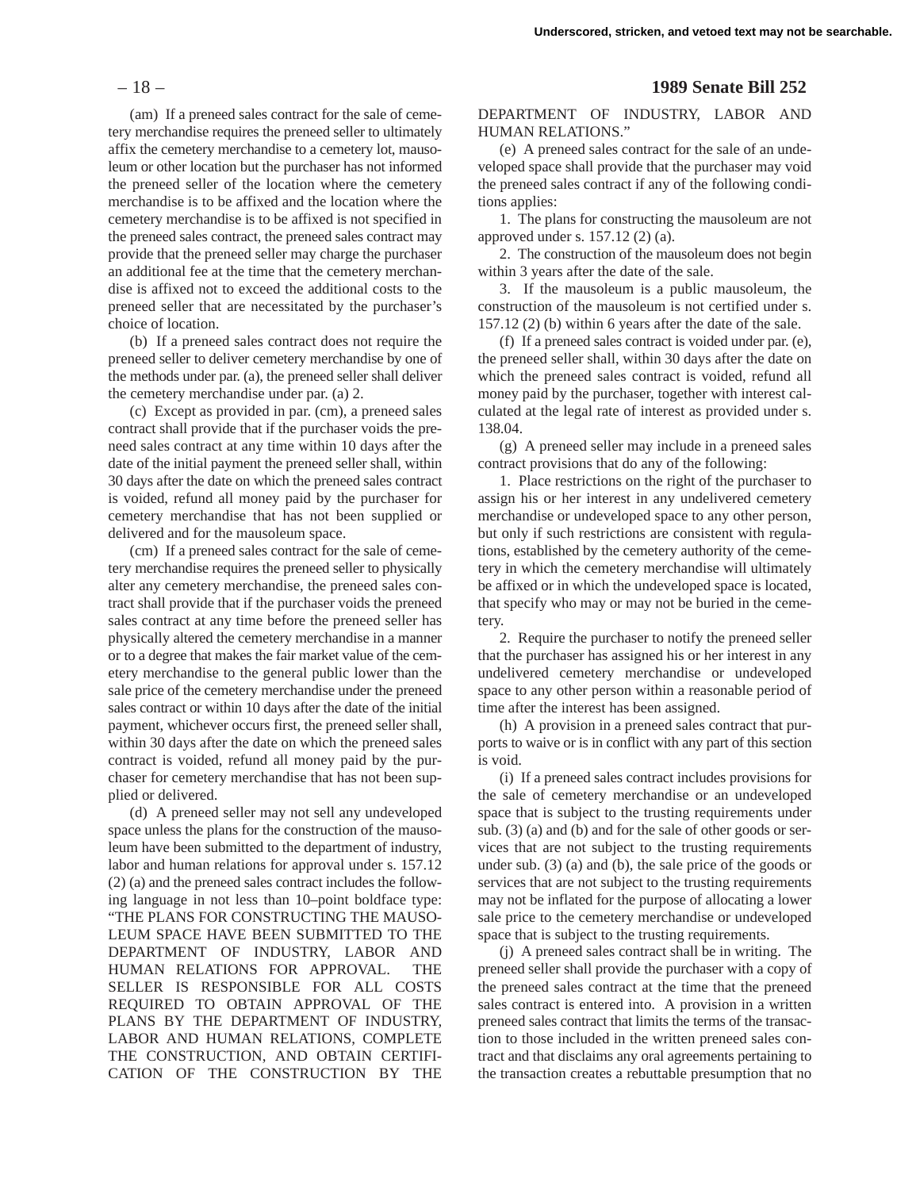(am) If a preneed sales contract for the sale of cemetery merchandise requires the preneed seller to ultimately affix the cemetery merchandise to a cemetery lot, mausoleum or other location but the purchaser has not informed the preneed seller of the location where the cemetery merchandise is to be affixed and the location where the cemetery merchandise is to be affixed is not specified in the preneed sales contract, the preneed sales contract may provide that the preneed seller may charge the purchaser an additional fee at the time that the cemetery merchandise is affixed not to exceed the additional costs to the preneed seller that are necessitated by the purchaser's choice of location.

(b) If a preneed sales contract does not require the preneed seller to deliver cemetery merchandise by one of the methods under par. (a), the preneed seller shall deliver the cemetery merchandise under par. (a) 2.

(c) Except as provided in par. (cm), a preneed sales contract shall provide that if the purchaser voids the preneed sales contract at any time within 10 days after the date of the initial payment the preneed seller shall, within 30 days after the date on which the preneed sales contract is voided, refund all money paid by the purchaser for cemetery merchandise that has not been supplied or delivered and for the mausoleum space.

(cm) If a preneed sales contract for the sale of cemetery merchandise requires the preneed seller to physically alter any cemetery merchandise, the preneed sales contract shall provide that if the purchaser voids the preneed sales contract at any time before the preneed seller has physically altered the cemetery merchandise in a manner or to a degree that makes the fair market value of the cemetery merchandise to the general public lower than the sale price of the cemetery merchandise under the preneed sales contract or within 10 days after the date of the initial payment, whichever occurs first, the preneed seller shall, within 30 days after the date on which the preneed sales contract is voided, refund all money paid by the purchaser for cemetery merchandise that has not been supplied or delivered.

(d) A preneed seller may not sell any undeveloped space unless the plans for the construction of the mausoleum have been submitted to the department of industry, labor and human relations for approval under s. 157.12 (2) (a) and the preneed sales contract includes the following language in not less than 10–point boldface type: "THE PLANS FOR CONSTRUCTING THE MAUSOLEUM SPACE HAVE BEEN SUBMITTED TO THE DEPARTMENT OF INDUSTRY, LABOR AND HUMAN RELATIONS FOR APPROVAL. THE SELLER IS RESPONSIBLE FOR ALL COSTS REQUIRED TO OBTAIN APPROVAL OF THE PLANS BY THE DEPARTMENT OF INDUSTRY, LABOR AND HUMAN RELATIONS, COMPLETE THE CONSTRUCTION, AND OBTAIN CERTIFICATION OF THE CONSTRUCTION BY THE DEPARTMENT OF INDUSTRY, LABOR AND HUMAN RELATIONS."

(e) A preneed sales contract for the sale of an undeveloped space shall provide that the purchaser may void the preneed sales contract if any of the following conditions applies:

1. The plans for constructing the mausoleum are not approved under s. 157.12 (2) (a).

2. The construction of the mausoleum does not begin within 3 years after the date of the sale.

3. If the mausoleum is a public mausoleum, the construction of the mausoleum is not certified under s. 157.12 (2) (b) within 6 years after the date of the sale.

(f) If a preneed sales contract is voided under par. (e), the preneed seller shall, within 30 days after the date on which the preneed sales contract is voided, refund all money paid by the purchaser, together with interest calculated at the legal rate of interest as provided under s. 138.04.

(g) A preneed seller may include in a preneed sales contract provisions that do any of the following:

1. Place restrictions on the right of the purchaser to assign his or her interest in any undelivered cemetery merchandise or undeveloped space to any other person, but only if such restrictions are consistent with regulations, established by the cemetery authority of the cemetery in which the cemetery merchandise will ultimately be affixed or in which the undeveloped space is located, that specify who may or may not be buried in the cemetery.

2. Require the purchaser to notify the preneed seller that the purchaser has assigned his or her interest in any undelivered cemetery merchandise or undeveloped space to any other person within a reasonable period of time after the interest has been assigned.

(h) A provision in a preneed sales contract that purports to waive or is in conflict with any part of this section is void.

(i) If a preneed sales contract includes provisions for the sale of cemetery merchandise or an undeveloped space that is subject to the trusting requirements under sub. (3) (a) and (b) and for the sale of other goods or services that are not subject to the trusting requirements under sub. (3) (a) and (b), the sale price of the goods or services that are not subject to the trusting requirements may not be inflated for the purpose of allocating a lower sale price to the cemetery merchandise or undeveloped space that is subject to the trusting requirements.

(j) A preneed sales contract shall be in writing. The preneed seller shall provide the purchaser with a copy of the preneed sales contract at the time that the preneed sales contract is entered into. A provision in a written preneed sales contract that limits the terms of the transaction to those included in the written preneed sales contract and that disclaims any oral agreements pertaining to the transaction creates a rebuttable presumption that no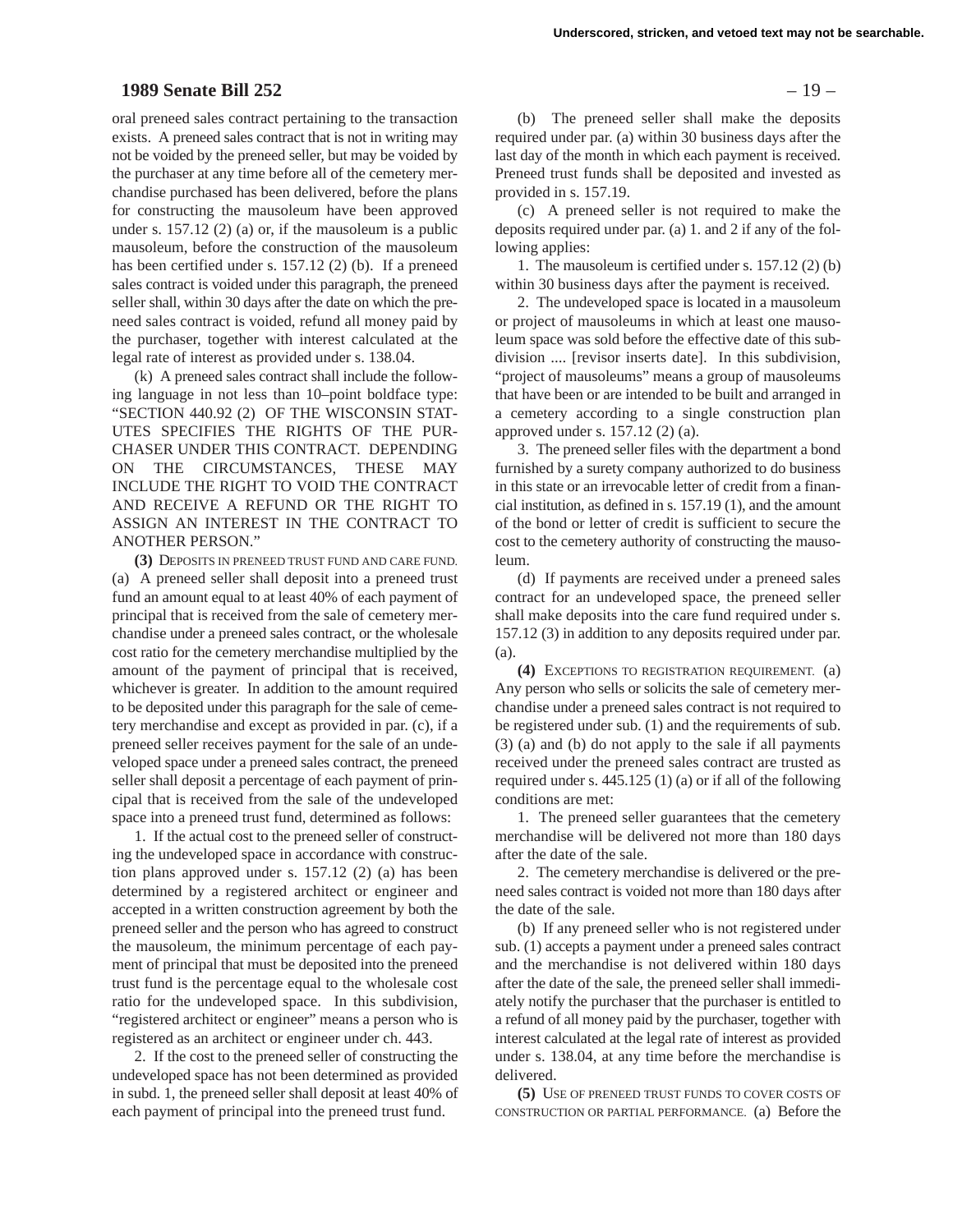oral preneed sales contract pertaining to the transaction exists. A preneed sales contract that is not in writing may not be voided by the preneed seller, but may be voided by the purchaser at any time before all of the cemetery merchandise purchased has been delivered, before the plans for constructing the mausoleum have been approved under s. 157.12 (2) (a) or, if the mausoleum is a public mausoleum, before the construction of the mausoleum has been certified under s. 157.12 (2) (b). If a preneed sales contract is voided under this paragraph, the preneed seller shall, within 30 days after the date on which the preneed sales contract is voided, refund all money paid by the purchaser, together with interest calculated at the legal rate of interest as provided under s. 138.04.

(k) A preneed sales contract shall include the following language in not less than 10–point boldface type: "SECTION 440.92 (2) OF THE WISCONSIN STATUTES SPECIFIES THE RIGHTS OF THE PURCHASER UNDER THIS CONTRACT. DEPENDING ON THE CIRCUMSTANCES, THESE MAY INCLUDE THE RIGHT TO VOID THE CONTRACT AND RECEIVE A REFUND OR THE RIGHT TO ASSIGN AN INTEREST IN THE CONTRACT TO ANOTHER PERSON."

**(3)** DEPOSITS IN PRENEED TRUST FUND AND CARE FUND. (a) A preneed seller shall deposit into a preneed trust fund an amount equal to at least 40% of each payment of principal that is received from the sale of cemetery merchandise under a preneed sales contract, or the wholesale cost ratio for the cemetery merchandise multiplied by the amount of the payment of principal that is received, whichever is greater. In addition to the amount required to be deposited under this paragraph for the sale of cemetery merchandise and except as provided in par. (c), if a preneed seller receives payment for the sale of an undeveloped space under a preneed sales contract, the preneed seller shall deposit a percentage of each payment of principal that is received from the sale of the undeveloped space into a preneed trust fund, determined as follows:

1. If the actual cost to the preneed seller of constructing the undeveloped space in accordance with construction plans approved under s. 157.12 (2) (a) has been determined by a registered architect or engineer and accepted in a written construction agreement by both the preneed seller and the person who has agreed to construct the mausoleum, the minimum percentage of each payment of principal that must be deposited into the preneed trust fund is the percentage equal to the wholesale cost ratio for the undeveloped space. In this subdivision, "registered architect or engineer" means a person who is registered as an architect or engineer under ch. 443.

2. If the cost to the preneed seller of constructing the undeveloped space has not been determined as provided in subd. 1, the preneed seller shall deposit at least 40% of each payment of principal into the preneed trust fund.

(b) The preneed seller shall make the deposits required under par. (a) within 30 business days after the last day of the month in which each payment is received. Preneed trust funds shall be deposited and invested as provided in s. 157.19.

(c) A preneed seller is not required to make the deposits required under par. (a) 1. and 2 if any of the following applies:

1. The mausoleum is certified under s. 157.12 (2) (b) within 30 business days after the payment is received.

2. The undeveloped space is located in a mausoleum or project of mausoleums in which at least one mausoleum space was sold before the effective date of this subdivision .... [revisor inserts date]. In this subdivision, "project of mausoleums" means a group of mausoleums that have been or are intended to be built and arranged in a cemetery according to a single construction plan approved under s. 157.12 (2) (a).

3. The preneed seller files with the department a bond furnished by a surety company authorized to do business in this state or an irrevocable letter of credit from a financial institution, as defined in s. 157.19 (1), and the amount of the bond or letter of credit is sufficient to secure the cost to the cemetery authority of constructing the mausoleum.

(d) If payments are received under a preneed sales contract for an undeveloped space, the preneed seller shall make deposits into the care fund required under s. 157.12 (3) in addition to any deposits required under par. (a).

**(4)** EXCEPTIONS TO REGISTRATION REQUIREMENT. (a) Any person who sells or solicits the sale of cemetery merchandise under a preneed sales contract is not required to be registered under sub. (1) and the requirements of sub. (3) (a) and (b) do not apply to the sale if all payments received under the preneed sales contract are trusted as required under s. 445.125 (1) (a) or if all of the following conditions are met:

1. The preneed seller guarantees that the cemetery merchandise will be delivered not more than 180 days after the date of the sale.

2. The cemetery merchandise is delivered or the preneed sales contract is voided not more than 180 days after the date of the sale.

(b) If any preneed seller who is not registered under sub. (1) accepts a payment under a preneed sales contract and the merchandise is not delivered within 180 days after the date of the sale, the preneed seller shall immediately notify the purchaser that the purchaser is entitled to a refund of all money paid by the purchaser, together with interest calculated at the legal rate of interest as provided under s. 138.04, at any time before the merchandise is delivered.

**(5)** USE OF PRENEED TRUST FUNDS TO COVER COSTS OF CONSTRUCTION OR PARTIAL PERFORMANCE. (a) Before the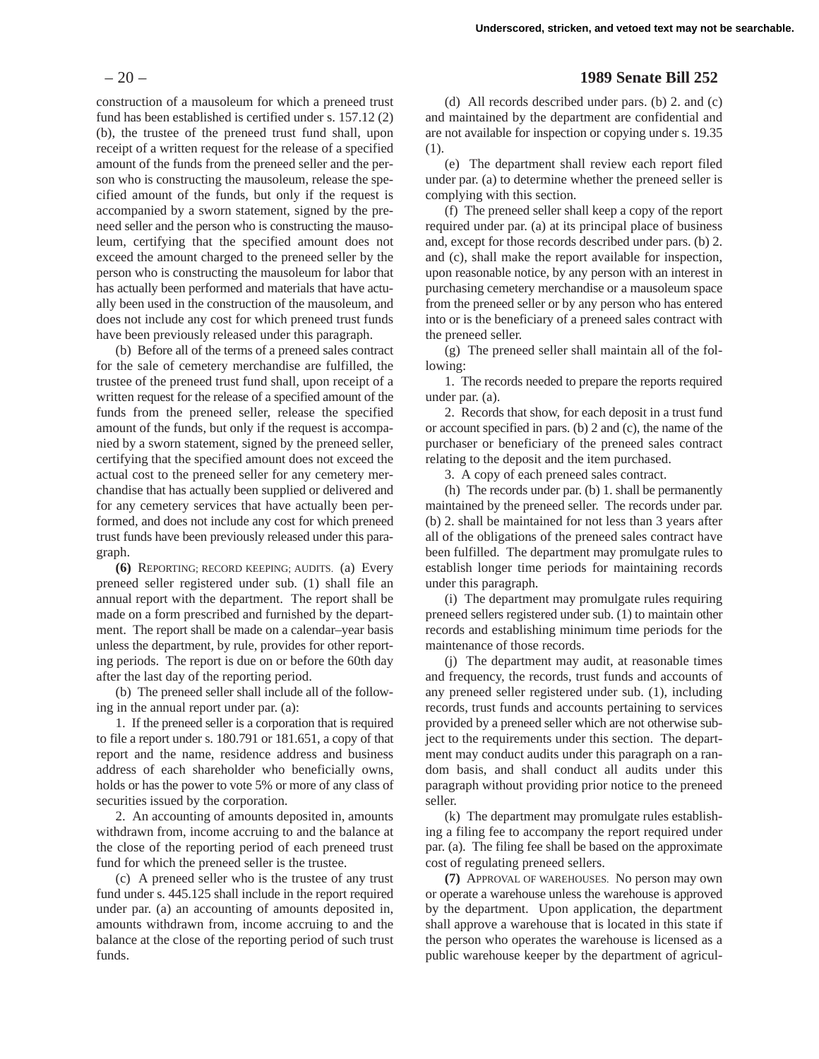construction of a mausoleum for which a preneed trust fund has been established is certified under s. 157.12 (2) (b), the trustee of the preneed trust fund shall, upon receipt of a written request for the release of a specified amount of the funds from the preneed seller and the person who is constructing the mausoleum, release the specified amount of the funds, but only if the request is accompanied by a sworn statement, signed by the preneed seller and the person who is constructing the mausoleum, certifying that the specified amount does not exceed the amount charged to the preneed seller by the person who is constructing the mausoleum for labor that has actually been performed and materials that have actually been used in the construction of the mausoleum, and does not include any cost for which preneed trust funds have been previously released under this paragraph.

(b) Before all of the terms of a preneed sales contract for the sale of cemetery merchandise are fulfilled, the trustee of the preneed trust fund shall, upon receipt of a written request for the release of a specified amount of the funds from the preneed seller, release the specified amount of the funds, but only if the request is accompanied by a sworn statement, signed by the preneed seller, certifying that the specified amount does not exceed the actual cost to the preneed seller for any cemetery merchandise that has actually been supplied or delivered and for any cemetery services that have actually been performed, and does not include any cost for which preneed trust funds have been previously released under this paragraph.

**(6)** REPORTING; RECORD KEEPING; AUDITS. (a) Every preneed seller registered under sub. (1) shall file an annual report with the department. The report shall be made on a form prescribed and furnished by the department. The report shall be made on a calendar–year basis unless the department, by rule, provides for other reporting periods. The report is due on or before the 60th day after the last day of the reporting period.

(b) The preneed seller shall include all of the following in the annual report under par. (a):

1. If the preneed seller is a corporation that is required to file a report under s. 180.791 or 181.651, a copy of that report and the name, residence address and business address of each shareholder who beneficially owns, holds or has the power to vote 5% or more of any class of securities issued by the corporation.

2. An accounting of amounts deposited in, amounts withdrawn from, income accruing to and the balance at the close of the reporting period of each preneed trust fund for which the preneed seller is the trustee.

(c) A preneed seller who is the trustee of any trust fund under s. 445.125 shall include in the report required under par. (a) an accounting of amounts deposited in, amounts withdrawn from, income accruing to and the balance at the close of the reporting period of such trust funds.

(d) All records described under pars. (b) 2. and (c) and maintained by the department are confidential and are not available for inspection or copying under s. 19.35 (1).

(e) The department shall review each report filed under par. (a) to determine whether the preneed seller is complying with this section.

(f) The preneed seller shall keep a copy of the report required under par. (a) at its principal place of business and, except for those records described under pars. (b) 2. and (c), shall make the report available for inspection, upon reasonable notice, by any person with an interest in purchasing cemetery merchandise or a mausoleum space from the preneed seller or by any person who has entered into or is the beneficiary of a preneed sales contract with the preneed seller.

(g) The preneed seller shall maintain all of the following:

1. The records needed to prepare the reports required under par. (a).

2. Records that show, for each deposit in a trust fund or account specified in pars. (b) 2 and (c), the name of the purchaser or beneficiary of the preneed sales contract relating to the deposit and the item purchased.

3. A copy of each preneed sales contract.

(h) The records under par. (b) 1. shall be permanently maintained by the preneed seller. The records under par. (b) 2. shall be maintained for not less than 3 years after all of the obligations of the preneed sales contract have been fulfilled. The department may promulgate rules to establish longer time periods for maintaining records under this paragraph.

(i) The department may promulgate rules requiring preneed sellers registered under sub. (1) to maintain other records and establishing minimum time periods for the maintenance of those records.

(j) The department may audit, at reasonable times and frequency, the records, trust funds and accounts of any preneed seller registered under sub. (1), including records, trust funds and accounts pertaining to services provided by a preneed seller which are not otherwise subject to the requirements under this section. The department may conduct audits under this paragraph on a random basis, and shall conduct all audits under this paragraph without providing prior notice to the preneed seller.

(k) The department may promulgate rules establishing a filing fee to accompany the report required under par. (a). The filing fee shall be based on the approximate cost of regulating preneed sellers.

**(7)** APPROVAL OF WAREHOUSES. No person may own or operate a warehouse unless the warehouse is approved by the department. Upon application, the department shall approve a warehouse that is located in this state if the person who operates the warehouse is licensed as a public warehouse keeper by the department of agricul-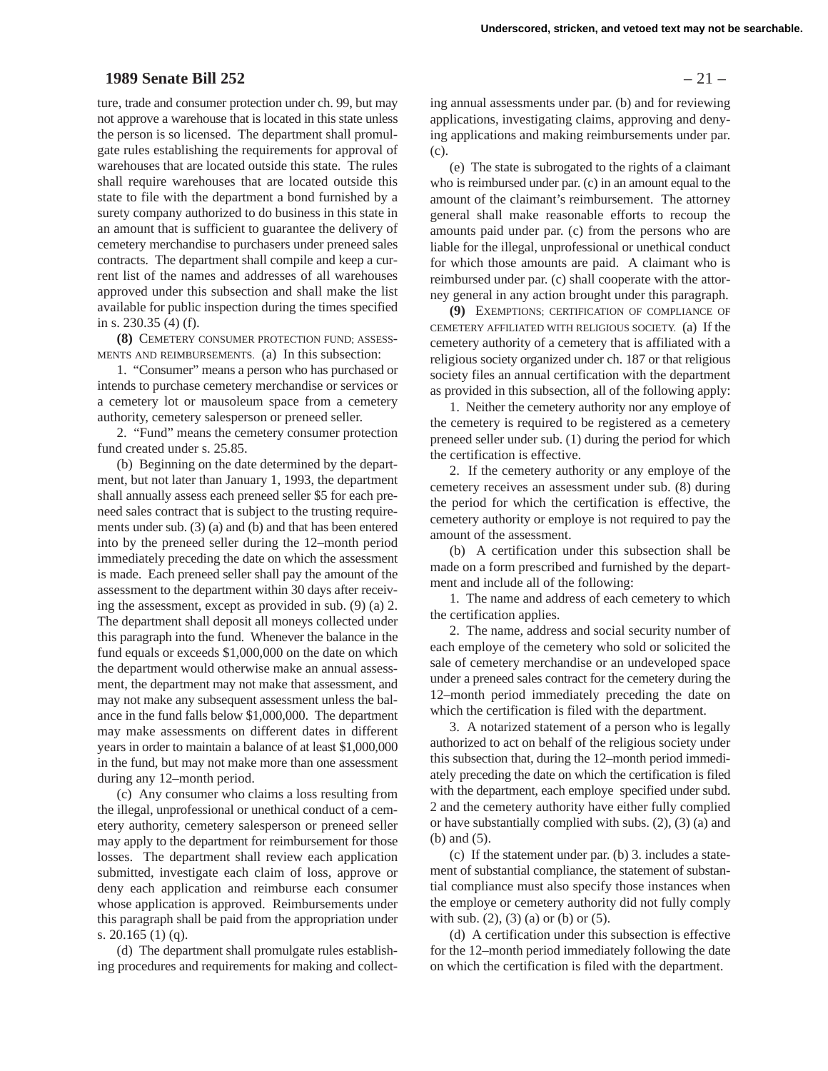ture, trade and consumer protection under ch. 99, but may not approve a warehouse that is located in this state unless the person is so licensed. The department shall promulgate rules establishing the requirements for approval of warehouses that are located outside this state. The rules shall require warehouses that are located outside this state to file with the department a bond furnished by a surety company authorized to do business in this state in an amount that is sufficient to guarantee the delivery of cemetery merchandise to purchasers under preneed sales contracts. The department shall compile and keep a current list of the names and addresses of all warehouses approved under this subsection and shall make the list available for public inspection during the times specified in s. 230.35 (4) (f).

**(8)** CEMETERY CONSUMER PROTECTION FUND; ASSESSMENTS AND REIMBURSEMENTS. (a) In this subsection:

1. "Consumer" means a person who has purchased or intends to purchase cemetery merchandise or services or a cemetery lot or mausoleum space from a cemetery authority, cemetery salesperson or preneed seller.

2. "Fund" means the cemetery consumer protection fund created under s. 25.85.

(b) Beginning on the date determined by the department, but not later than January 1, 1993, the department shall annually assess each preneed seller $5 for each preneed sales contract that is subject to the trusting requirements under sub. (3) (a) and (b) and that has been entered into by the preneed seller during the 12–month period immediately preceding the date on which the assessment is made. Each preneed seller shall pay the amount of the assessment to the department within 30 days after receiving the assessment, except as provided in sub. (9) (a) 2. The department shall deposit all moneys collected under this paragraph into the fund. Whenever the balance in the fund equals or exceeds $1,000,000 on the date on which the department would otherwise make an annual assessment, the department may not make that assessment, and may not make any subsequent assessment unless the balance in the fund falls below $1,000,000. The department may make assessments on different dates in different years in order to maintain a balance of at least $1,000,000 in the fund, but may not make more than one assessment during any 12–month period.

(c) Any consumer who claims a loss resulting from the illegal, unprofessional or unethical conduct of a cemetery authority, cemetery salesperson or preneed seller may apply to the department for reimbursement for those losses. The department shall review each application submitted, investigate each claim of loss, approve or deny each application and reimburse each consumer whose application is approved. Reimbursements under this paragraph shall be paid from the appropriation under s. 20.165 (1) (q).

(d) The department shall promulgate rules establishing procedures and requirements for making and collecting annual assessments under par. (b) and for reviewing applications, investigating claims, approving and denying applications and making reimbursements under par. (c).

(e) The state is subrogated to the rights of a claimant who is reimbursed under par. (c) in an amount equal to the amount of the claimant's reimbursement. The attorney general shall make reasonable efforts to recoup the amounts paid under par. (c) from the persons who are liable for the illegal, unprofessional or unethical conduct for which those amounts are paid. A claimant who is reimbursed under par. (c) shall cooperate with the attorney general in any action brought under this paragraph.

**(9)** EXEMPTIONS; CERTIFICATION OF COMPLIANCE OF CEMETERY AFFILIATED WITH RELIGIOUS SOCIETY. (a) If the cemetery authority of a cemetery that is affiliated with a religious society organized under ch. 187 or that religious society files an annual certification with the department as provided in this subsection, all of the following apply:

1. Neither the cemetery authority nor any employe of the cemetery is required to be registered as a cemetery preneed seller under sub. (1) during the period for which the certification is effective.

2. If the cemetery authority or any employe of the cemetery receives an assessment under sub. (8) during the period for which the certification is effective, the cemetery authority or employe is not required to pay the amount of the assessment.

(b) A certification under this subsection shall be made on a form prescribed and furnished by the department and include all of the following:

1. The name and address of each cemetery to which the certification applies.

2. The name, address and social security number of each employe of the cemetery who sold or solicited the sale of cemetery merchandise or an undeveloped space under a preneed sales contract for the cemetery during the 12–month period immediately preceding the date on which the certification is filed with the department.

3. A notarized statement of a person who is legally authorized to act on behalf of the religious society under this subsection that, during the 12–month period immediately preceding the date on which the certification is filed with the department, each employe specified under subd. 2 and the cemetery authority have either fully complied or have substantially complied with subs. (2), (3) (a) and (b) and (5).

(c) If the statement under par. (b) 3. includes a statement of substantial compliance, the statement of substantial compliance must also specify those instances when the employe or cemetery authority did not fully comply with sub. (2), (3) (a) or (b) or (5).

(d) A certification under this subsection is effective for the 12–month period immediately following the date on which the certification is filed with the department.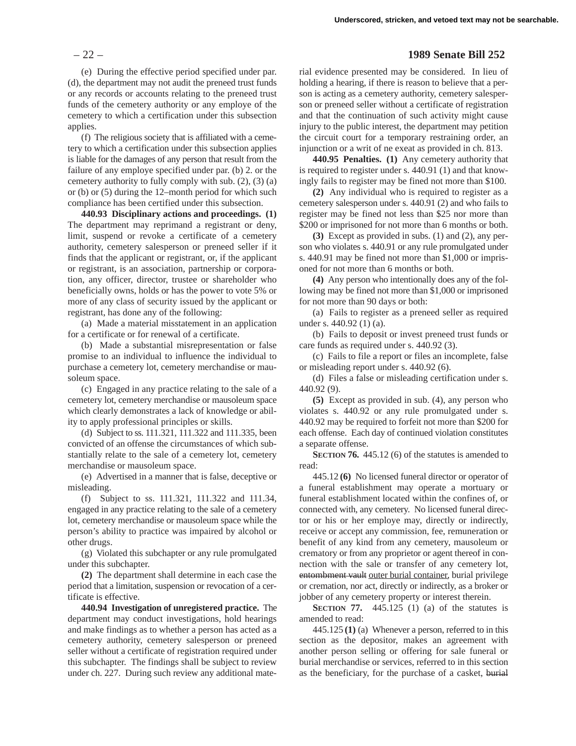(e) During the effective period specified under par. (d), the department may not audit the preneed trust funds or any records or accounts relating to the preneed trust funds of the cemetery authority or any employe of the cemetery to which a certification under this subsection applies.

(f) The religious society that is affiliated with a cemetery to which a certification under this subsection applies is liable for the damages of any person that result from the failure of any employe specified under par. (b) 2. or the cemetery authority to fully comply with sub. (2), (3) (a) or (b) or (5) during the 12–month period for which such compliance has been certified under this subsection.

**440.93 Disciplinary actions and proceedings. (1)** The department may reprimand a registrant or deny, limit, suspend or revoke a certificate of a cemetery authority, cemetery salesperson or preneed seller if it finds that the applicant or registrant, or, if the applicant or registrant, is an association, partnership or corporation, any officer, director, trustee or shareholder who beneficially owns, holds or has the power to vote 5% or more of any class of security issued by the applicant or registrant, has done any of the following:

(a) Made a material misstatement in an application for a certificate or for renewal of a certificate.

(b) Made a substantial misrepresentation or false promise to an individual to influence the individual to purchase a cemetery lot, cemetery merchandise or mausoleum space.

(c) Engaged in any practice relating to the sale of a cemetery lot, cemetery merchandise or mausoleum space which clearly demonstrates a lack of knowledge or ability to apply professional principles or skills.

(d) Subject to ss. 111.321, 111.322 and 111.335, been convicted of an offense the circumstances of which substantially relate to the sale of a cemetery lot, cemetery merchandise or mausoleum space.

(e) Advertised in a manner that is false, deceptive or misleading.

(f) Subject to ss. 111.321, 111.322 and 111.34, engaged in any practice relating to the sale of a cemetery lot, cemetery merchandise or mausoleum space while the person's ability to practice was impaired by alcohol or other drugs.

(g) Violated this subchapter or any rule promulgated under this subchapter.

**(2)** The department shall determine in each case the period that a limitation, suspension or revocation of a certificate is effective.

**440.94 Investigation of unregistered practice.** The department may conduct investigations, hold hearings and make findings as to whether a person has acted as a cemetery authority, cemetery salesperson or preneed seller without a certificate of registration required under this subchapter. The findings shall be subject to review under ch. 227. During such review any additional material evidence presented may be considered. In lieu of holding a hearing, if there is reason to believe that a person is acting as a cemetery authority, cemetery salesperson or preneed seller without a certificate of registration and that the continuation of such activity might cause injury to the public interest, the department may petition the circuit court for a temporary restraining order, an injunction or a writ of ne exeat as provided in ch. 813.

**440.95 Penalties. (1)** Any cemetery authority that is required to register under s. 440.91 (1) and that knowingly fails to register may be fined not more than $100.

**(2)** Any individual who is required to register as a cemetery salesperson under s. 440.91 (2) and who fails to register may be fined not less than $25 nor more than $200 or imprisoned for not more than 6 months or both.

**(3)** Except as provided in subs. (1) and (2), any person who violates s. 440.91 or any rule promulgated under s. 440.91 may be fined not more than $1,000 or imprisoned for not more than 6 months or both.

**(4)** Any person who intentionally does any of the following may be fined not more than $1,000 or imprisoned for not more than 90 days or both:

(a) Fails to register as a preneed seller as required under s. 440.92 (1) (a).

(b) Fails to deposit or invest preneed trust funds or care funds as required under s. 440.92 (3).

(c) Fails to file a report or files an incomplete, false or misleading report under s. 440.92 (6).

(d) Files a false or misleading certification under s. 440.92 (9).

**(5)** Except as provided in sub. (4), any person who violates s. 440.92 or any rule promulgated under s. 440.92 may be required to forfeit not more than $200 for each offense. Each day of continued violation constitutes a separate offense.

**SECTION 76.** 445.12 (6) of the statutes is amended to read:

445.12 **(6)** No licensed funeral director or operator of a funeral establishment may operate a mortuary or funeral establishment located within the confines of, or connected with, any cemetery. No licensed funeral director or his or her employe may, directly or indirectly, receive or accept any commission, fee, remuneration or benefit of any kind from any cemetery, mausoleum or crematory or from any proprietor or agent thereof in connection with the sale or transfer of any cemetery lot, ~~entombment vault~~ outer burial container, burial privilege or cremation, nor act, directly or indirectly, as a broker or jobber of any cemetery property or interest therein.

**SECTION 77.** 445.125 (1) (a) of the statutes is amended to read:

445.125 **(1)** (a) Whenever a person, referred to in this section as the depositor, makes an agreement with another person selling or offering for sale funeral or burial merchandise or services, referred to in this section as the beneficiary, for the purchase of a casket, ~~burial~~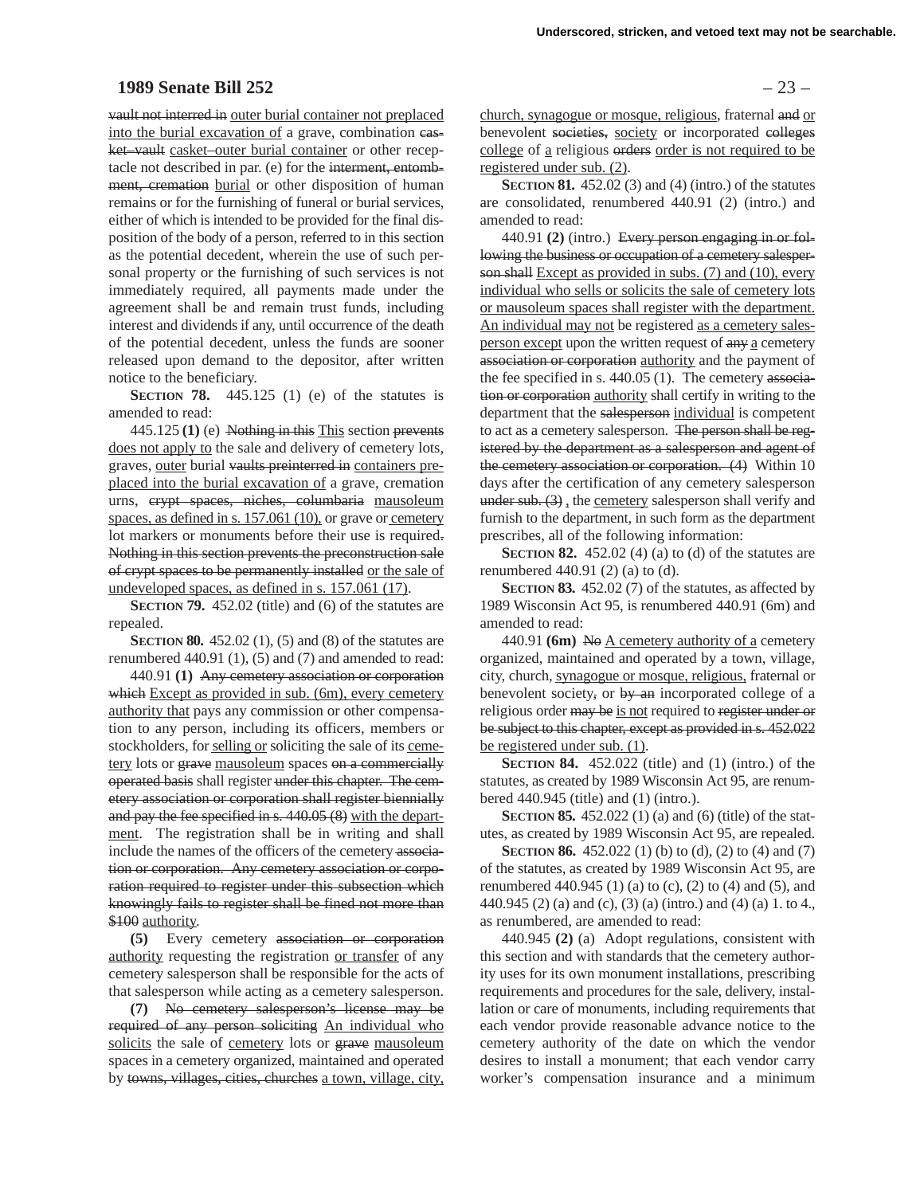vault not interred in outer burial container not preplaced into the burial excavation of a grave, combination casket–vault casket–outer burial container or other receptacle not described in par. (e) for the interment, entombment, cremation burial or other disposition of human remains or for the furnishing of funeral or burial services, either of which is intended to be provided for the final disposition of the body of a person, referred to in this section as the potential decedent, wherein the use of such personal property or the furnishing of such services is not immediately required, all payments made under the agreement shall be and remain trust funds, including interest and dividends if any, until occurrence of the death of the potential decedent, unless the funds are sooner released upon demand to the depositor, after written notice to the beneficiary.

**SECTION 78.** 445.125 (1) (e) of the statutes is amended to read:

445.125 **(1)** (e) Nothing in this This section prevents does not apply to the sale and delivery of cemetery lots, graves, outer burial vaults preinterred in containers preplaced into the burial excavation of a grave, cremation urns, crypt spaces, niches, columbaria mausoleum spaces, as defined in s. 157.061 (10), or grave or cemetery lot markers or monuments before their use is required. Nothing in this section prevents the preconstruction sale of crypt spaces to be permanently installed or the sale of undeveloped spaces, as defined in s. 157.061 (17).

**SECTION 79.** 452.02 (title) and (6) of the statutes are repealed.

**SECTION 80.** 452.02 (1), (5) and (8) of the statutes are renumbered 440.91 (1), (5) and (7) and amended to read:

440.91 **(1)** Any cemetery association or corporation which Except as provided in sub. (6m), every cemetery authority that pays any commission or other compensation to any person, including its officers, members or stockholders, for selling or soliciting the sale of its cemetery lots or grave mausoleum spaces on a commercially operated basis shall register under this chapter. The cemetery association or corporation shall register biennially and pay the fee specified in s. 440.05 (8) with the department. The registration shall be in writing and shall include the names of the officers of the cemetery association or corporation. Any cemetery association or corporation required to register under this subsection which knowingly fails to register shall be fined not more than $100 authority.

**(5)** Every cemetery association or corporation authority requesting the registration or transfer of any cemetery salesperson shall be responsible for the acts of that salesperson while acting as a cemetery salesperson.

**(7)** No cemetery salesperson's license may be required of any person soliciting An individual who solicits the sale of cemetery lots or grave mausoleum spaces in a cemetery organized, maintained and operated by towns, villages, cities, churches a town, village, city, church, synagogue or mosque, religious, fraternal and or benevolent societies, society or incorporated colleges college of a religious orders order is not required to be registered under sub. (2).

**SECTION 81.** 452.02 (3) and (4) (intro.) of the statutes are consolidated, renumbered 440.91 (2) (intro.) and amended to read:

440.91 **(2)** (intro.) Every person engaging in or following the business or occupation of a cemetery salesperson shall Except as provided in subs. (7) and (10), every individual who sells or solicits the sale of cemetery lots or mausoleum spaces shall register with the department. An individual may not be registered as a cemetery salesperson except upon the written request of any a cemetery association or corporation authority and the payment of the fee specified in s. 440.05 (1). The cemetery association or corporation authority shall certify in writing to the department that the salesperson individual is competent to act as a cemetery salesperson. The person shall be registered by the department as a salesperson and agent of the cemetery association or corporation. (4) Within 10 days after the certification of any cemetery salesperson under sub. (3) , the cemetery salesperson shall verify and furnish to the department, in such form as the department prescribes, all of the following information:

**SECTION 82.** 452.02 (4) (a) to (d) of the statutes are renumbered 440.91 (2) (a) to (d).

**SECTION 83.** 452.02 (7) of the statutes, as affected by 1989 Wisconsin Act 95, is renumbered 440.91 (6m) and amended to read:

440.91 **(6m)** No A cemetery authority of a cemetery organized, maintained and operated by a town, village, city, church, synagogue or mosque, religious, fraternal or benevolent society, or by an incorporated college of a religious order may be is not required to register under or be subject to this chapter, except as provided in s. 452.022 be registered under sub. (1).

**SECTION 84.** 452.022 (title) and (1) (intro.) of the statutes, as created by 1989 Wisconsin Act 95, are renumbered 440.945 (title) and (1) (intro.).

**SECTION 85.** 452.022 (1) (a) and (6) (title) of the statutes, as created by 1989 Wisconsin Act 95, are repealed.

**SECTION 86.** 452.022 (1) (b) to (d), (2) to (4) and (7) of the statutes, as created by 1989 Wisconsin Act 95, are renumbered 440.945 (1) (a) to (c), (2) to (4) and (5), and 440.945 (2) (a) and (c), (3) (a) (intro.) and (4) (a) 1. to 4., as renumbered, are amended to read:

440.945 **(2)** (a) Adopt regulations, consistent with this section and with standards that the cemetery authority uses for its own monument installations, prescribing requirements and procedures for the sale, delivery, installation or care of monuments, including requirements that each vendor provide reasonable advance notice to the cemetery authority of the date on which the vendor desires to install a monument; that each vendor carry worker's compensation insurance and a minimum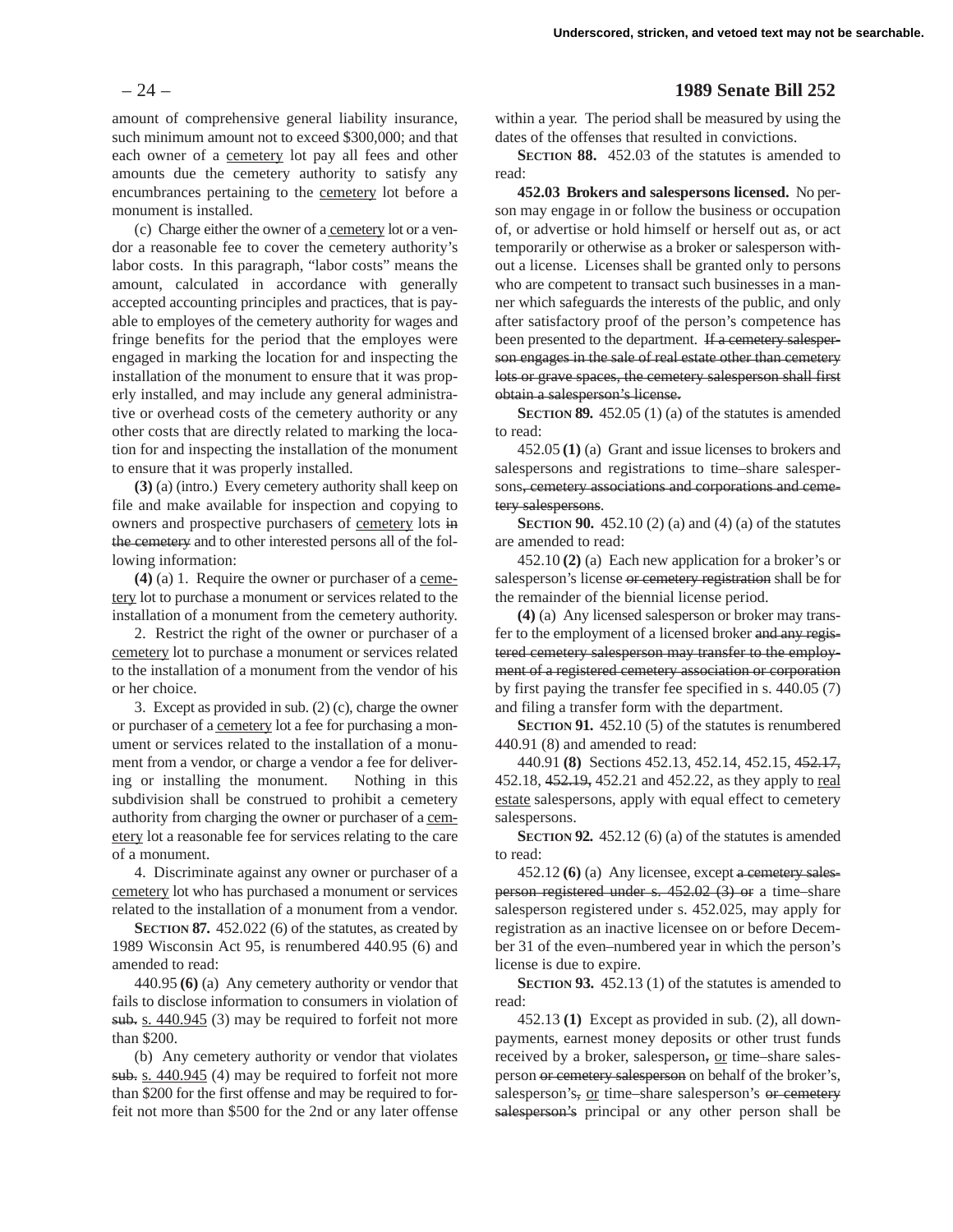amount of comprehensive general liability insurance, such minimum amount not to exceed $300,000; and that each owner of a cemetery lot pay all fees and other amounts due the cemetery authority to satisfy any encumbrances pertaining to the cemetery lot before a monument is installed.

(c) Charge either the owner of a cemetery lot or a vendor a reasonable fee to cover the cemetery authority's labor costs. In this paragraph, "labor costs" means the amount, calculated in accordance with generally accepted accounting principles and practices, that is payable to employes of the cemetery authority for wages and fringe benefits for the period that the employes were engaged in marking the location for and inspecting the installation of the monument to ensure that it was properly installed, and may include any general administrative or overhead costs of the cemetery authority or any other costs that are directly related to marking the location for and inspecting the installation of the monument to ensure that it was properly installed.

**(3)** (a) (intro.) Every cemetery authority shall keep on file and make available for inspection and copying to owners and prospective purchasers of cemetery lots ~~in the cemetery~~ and to other interested persons all of the following information:

**(4)** (a) 1. Require the owner or purchaser of a cemetery lot to purchase a monument or services related to the installation of a monument from the cemetery authority.

2. Restrict the right of the owner or purchaser of a cemetery lot to purchase a monument or services related to the installation of a monument from the vendor of his or her choice.

3. Except as provided in sub. (2) (c), charge the owner or purchaser of a cemetery lot a fee for purchasing a monument or services related to the installation of a monument from a vendor, or charge a vendor a fee for delivering or installing the monument. Nothing in this subdivision shall be construed to prohibit a cemetery authority from charging the owner or purchaser of a cemetery lot a reasonable fee for services relating to the care of a monument.

4. Discriminate against any owner or purchaser of a cemetery lot who has purchased a monument or services related to the installation of a monument from a vendor.

**SECTION 87.** 452.022 (6) of the statutes, as created by 1989 Wisconsin Act 95, is renumbered 440.95 (6) and amended to read:

440.95 **(6)** (a) Any cemetery authority or vendor that fails to disclose information to consumers in violation of ~~sub.~~ s. 440.945 (3) may be required to forfeit not more than $200.

(b) Any cemetery authority or vendor that violates ~~sub.~~ s. 440.945 (4) may be required to forfeit not more than $200 for the first offense and may be required to forfeit not more than $500 for the 2nd or any later offense within a year. The period shall be measured by using the dates of the offenses that resulted in convictions.

**SECTION 88.** 452.03 of the statutes is amended to read:

**452.03 Brokers and salespersons licensed.** No person may engage in or follow the business or occupation of, or advertise or hold himself or herself out as, or act temporarily or otherwise as a broker or salesperson without a license. Licenses shall be granted only to persons who are competent to transact such businesses in a manner which safeguards the interests of the public, and only after satisfactory proof of the person's competence has been presented to the department. ~~If a cemetery salesperson engages in the sale of real estate other than cemetery lots or grave spaces, the cemetery salesperson shall first obtain a salesperson's license.~~

**SECTION 89.** 452.05 (1) (a) of the statutes is amended to read:

452.05 **(1)** (a) Grant and issue licenses to brokers and salespersons and registrations to time–share salespersons~~, cemetery associations and corporations and cemetery salespersons~~.

**SECTION 90.** 452.10 (2) (a) and (4) (a) of the statutes are amended to read:

452.10 **(2)** (a) Each new application for a broker's or salesperson's license ~~or cemetery registration~~ shall be for the remainder of the biennial license period.

**(4)** (a) Any licensed salesperson or broker may transfer to the employment of a licensed broker ~~and any registered cemetery salesperson may transfer to the employment of a registered cemetery association or corporation~~ by first paying the transfer fee specified in s. 440.05 (7) and filing a transfer form with the department.

**SECTION 91.** 452.10 (5) of the statutes is renumbered 440.91 (8) and amended to read:

440.91 **(8)** Sections 452.13, 452.14, 452.15, ~~452.17,~~ 452.18, ~~452.19,~~ 452.21 and 452.22, as they apply to real estate salespersons, apply with equal effect to cemetery salespersons.

**SECTION 92.** 452.12 (6) (a) of the statutes is amended to read:

452.12 **(6)** (a) Any licensee, except ~~a cemetery salesperson registered under s. 452.02 (3) or~~ a time–share salesperson registered under s. 452.025, may apply for registration as an inactive licensee on or before December 31 of the even–numbered year in which the person's license is due to expire.

**SECTION 93.** 452.13 (1) of the statutes is amended to read:

452.13 **(1)** Except as provided in sub. (2), all downpayments, earnest money deposits or other trust funds received by a broker, salesperson~~,~~ or time–share salesperson ~~or cemetery salesperson~~ on behalf of the broker's, salesperson's~~,~~ or time–share salesperson's ~~or cemetery salesperson's~~ principal or any other person shall be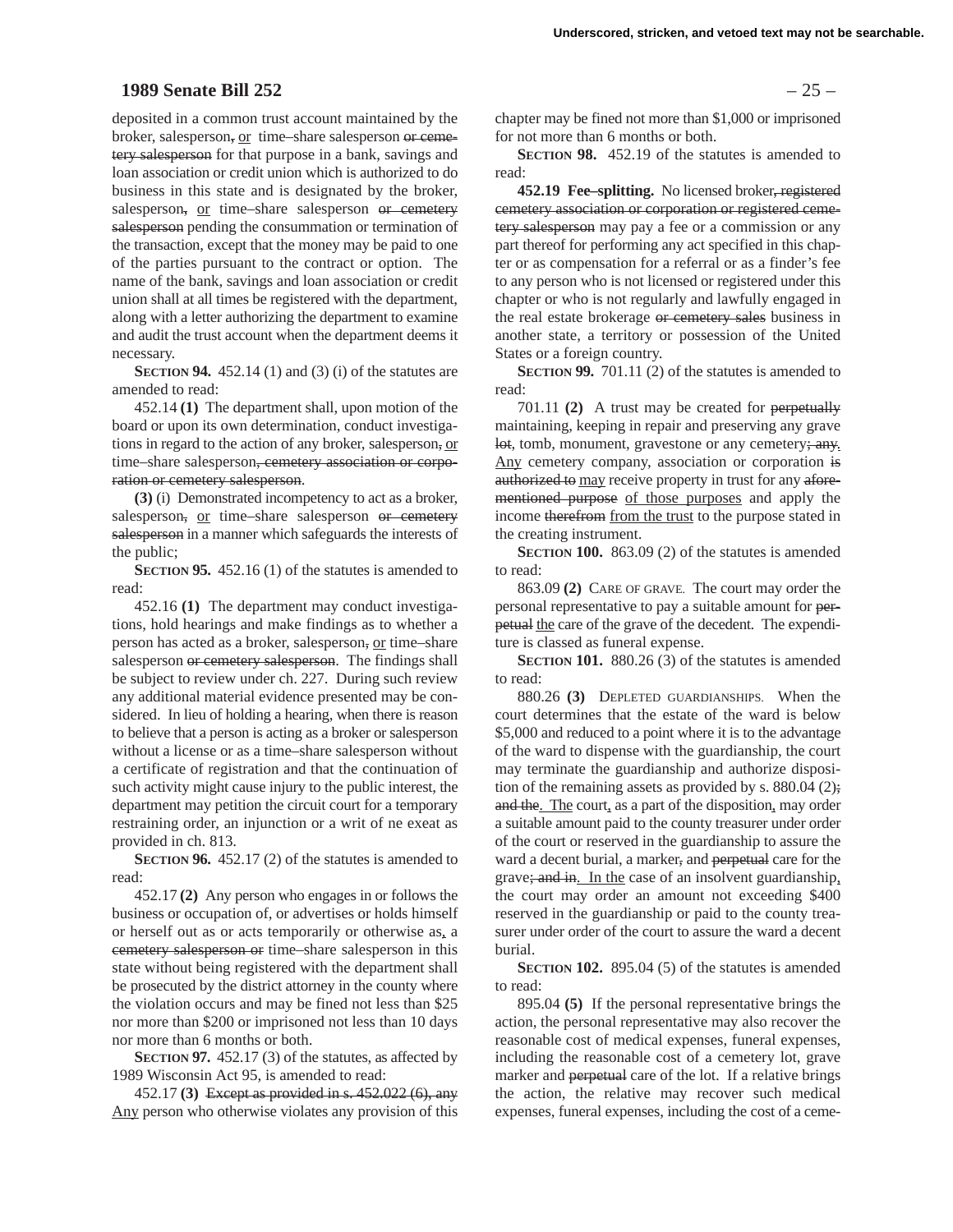deposited in a common trust account maintained by the broker, salesperson, or time–share salesperson or cemetery salesperson for that purpose in a bank, savings and loan association or credit union which is authorized to do business in this state and is designated by the broker, salesperson, or time–share salesperson or cemetery salesperson pending the consummation or termination of the transaction, except that the money may be paid to one of the parties pursuant to the contract or option. The name of the bank, savings and loan association or credit union shall at all times be registered with the department, along with a letter authorizing the department to examine and audit the trust account when the department deems it necessary.

**SECTION 94.** 452.14 (1) and (3) (i) of the statutes are amended to read:

452.14 **(1)** The department shall, upon motion of the board or upon its own determination, conduct investigations in regard to the action of any broker, salesperson, or time–share salesperson, cemetery association or corporation or cemetery salesperson.

**(3)** (i) Demonstrated incompetency to act as a broker, salesperson, or time–share salesperson or cemetery salesperson in a manner which safeguards the interests of the public;

**SECTION 95.** 452.16 (1) of the statutes is amended to read:

452.16 **(1)** The department may conduct investigations, hold hearings and make findings as to whether a person has acted as a broker, salesperson, or time–share salesperson or cemetery salesperson. The findings shall be subject to review under ch. 227. During such review any additional material evidence presented may be considered. In lieu of holding a hearing, when there is reason to believe that a person is acting as a broker or salesperson without a license or as a time–share salesperson without a certificate of registration and that the continuation of such activity might cause injury to the public interest, the department may petition the circuit court for a temporary restraining order, an injunction or a writ of ne exeat as provided in ch. 813.

**SECTION 96.** 452.17 (2) of the statutes is amended to read:

452.17 **(2)** Any person who engages in or follows the business or occupation of, or advertises or holds himself or herself out as or acts temporarily or otherwise as, a cemetery salesperson or time–share salesperson in this state without being registered with the department shall be prosecuted by the district attorney in the county where the violation occurs and may be fined not less than $25 nor more than $200 or imprisoned not less than 10 days nor more than 6 months or both.

**SECTION 97.** 452.17 (3) of the statutes, as affected by 1989 Wisconsin Act 95, is amended to read:

452.17 **(3)** Except as provided in s. 452.022 (6), any Any person who otherwise violates any provision of this chapter may be fined not more than $1,000 or imprisoned for not more than 6 months or both.

**SECTION 98.** 452.19 of the statutes is amended to read:

**452.19 Fee–splitting.** No licensed broker, registered cemetery association or corporation or registered cemetery salesperson may pay a fee or a commission or any part thereof for performing any act specified in this chapter or as compensation for a referral or as a finder's fee to any person who is not licensed or registered under this chapter or who is not regularly and lawfully engaged in the real estate brokerage or cemetery sales business in another state, a territory or possession of the United States or a foreign country.

**SECTION 99.** 701.11 (2) of the statutes is amended to read:

701.11 **(2)** A trust may be created for perpetually maintaining, keeping in repair and preserving any grave lot, tomb, monument, gravestone or any cemetery; any. Any cemetery company, association or corporation is authorized to may receive property in trust for any aforementioned purpose of those purposes and apply the income therefrom from the trust to the purpose stated in the creating instrument.

**SECTION 100.** 863.09 (2) of the statutes is amended to read:

863.09 **(2)** CARE OF GRAVE. The court may order the personal representative to pay a suitable amount for perpetual the care of the grave of the decedent. The expenditure is classed as funeral expense.

**SECTION 101.** 880.26 (3) of the statutes is amended to read:

880.26 **(3)** DEPLETED GUARDIANSHIPS. When the court determines that the estate of the ward is below $5,000 and reduced to a point where it is to the advantage of the ward to dispense with the guardianship, the court may terminate the guardianship and authorize disposition of the remaining assets as provided by s. 880.04 (2); and the. The court, as a part of the disposition, may order a suitable amount paid to the county treasurer under order of the court or reserved in the guardianship to assure the ward a decent burial, a marker, and perpetual care for the grave; and in. In the case of an insolvent guardianship, the court may order an amount not exceeding $400 reserved in the guardianship or paid to the county treasurer under order of the court to assure the ward a decent burial.

**SECTION 102.** 895.04 (5) of the statutes is amended to read:

895.04 **(5)** If the personal representative brings the action, the personal representative may also recover the reasonable cost of medical expenses, funeral expenses, including the reasonable cost of a cemetery lot, grave marker and perpetual care of the lot. If a relative brings the action, the relative may recover such medical expenses, funeral expenses, including the cost of a ceme-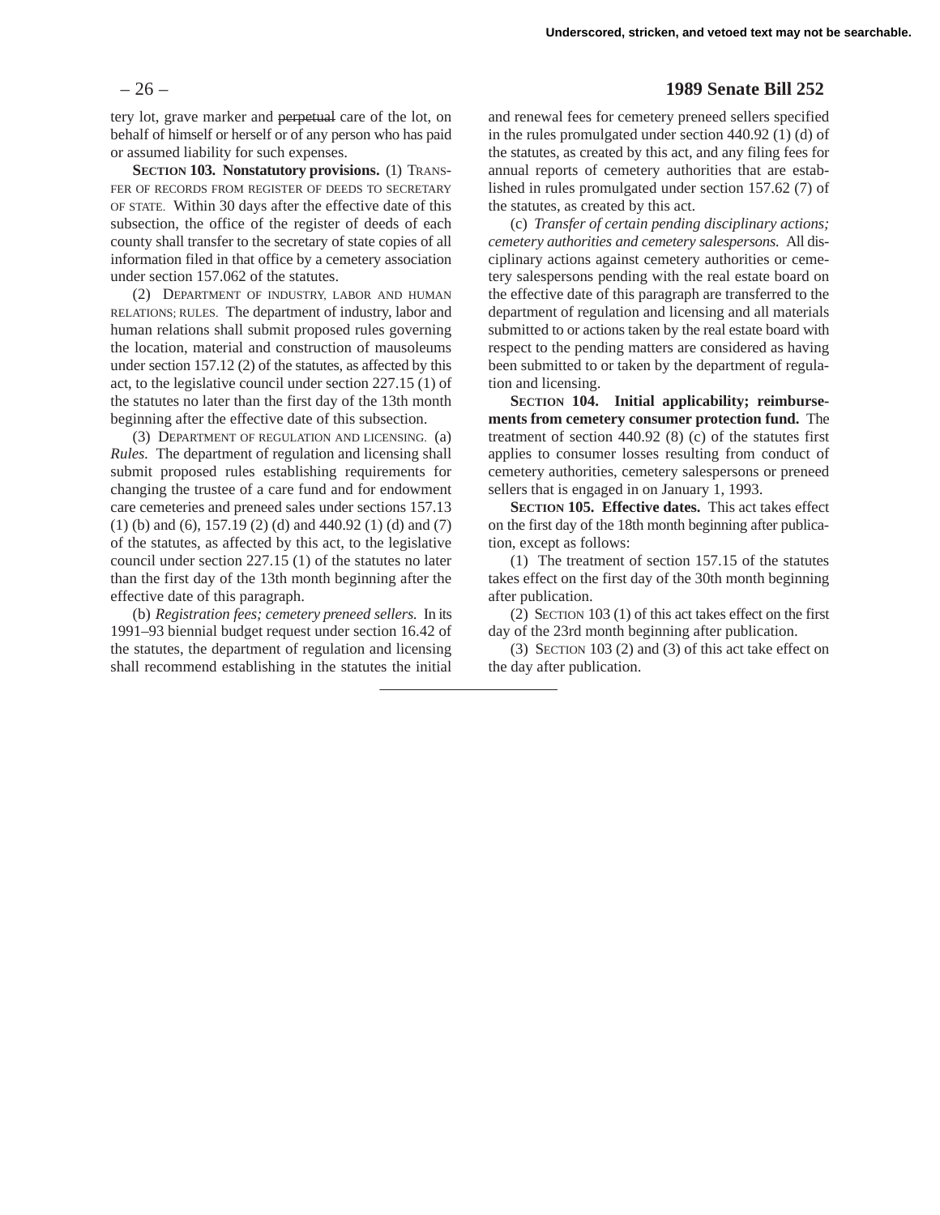tery lot, grave marker and ~~perpetual~~ care of the lot, on behalf of himself or herself or of any person who has paid or assumed liability for such expenses.

**SECTION 103. Nonstatutory provisions.** (1) TRANSFER OF RECORDS FROM REGISTER OF DEEDS TO SECRETARY OF STATE. Within 30 days after the effective date of this subsection, the office of the register of deeds of each county shall transfer to the secretary of state copies of all information filed in that office by a cemetery association under section 157.062 of the statutes.

(2) DEPARTMENT OF INDUSTRY, LABOR AND HUMAN RELATIONS; RULES. The department of industry, labor and human relations shall submit proposed rules governing the location, material and construction of mausoleums under section 157.12 (2) of the statutes, as affected by this act, to the legislative council under section 227.15 (1) of the statutes no later than the first day of the 13th month beginning after the effective date of this subsection.

(3) DEPARTMENT OF REGULATION AND LICENSING. (a) *Rules.* The department of regulation and licensing shall submit proposed rules establishing requirements for changing the trustee of a care fund and for endowment care cemeteries and preneed sales under sections 157.13 (1) (b) and (6), 157.19 (2) (d) and 440.92 (1) (d) and (7) of the statutes, as affected by this act, to the legislative council under section 227.15 (1) of the statutes no later than the first day of the 13th month beginning after the effective date of this paragraph.

(b) *Registration fees; cemetery preneed sellers.* In its 1991–93 biennial budget request under section 16.42 of the statutes, the department of regulation and licensing shall recommend establishing in the statutes the initial and renewal fees for cemetery preneed sellers specified in the rules promulgated under section 440.92 (1) (d) of the statutes, as created by this act, and any filing fees for annual reports of cemetery authorities that are established in rules promulgated under section 157.62 (7) of the statutes, as created by this act.

(c) *Transfer of certain pending disciplinary actions; cemetery authorities and cemetery salespersons.* All disciplinary actions against cemetery authorities or cemetery salespersons pending with the real estate board on the effective date of this paragraph are transferred to the department of regulation and licensing and all materials submitted to or actions taken by the real estate board with respect to the pending matters are considered as having been submitted to or taken by the department of regulation and licensing.

**SECTION 104. Initial applicability; reimbursements from cemetery consumer protection fund.** The treatment of section 440.92 (8) (c) of the statutes first applies to consumer losses resulting from conduct of cemetery authorities, cemetery salespersons or preneed sellers that is engaged in on January 1, 1993.

**SECTION 105. Effective dates.** This act takes effect on the first day of the 18th month beginning after publication, except as follows:

(1) The treatment of section 157.15 of the statutes takes effect on the first day of the 30th month beginning after publication.

(2) SECTION 103 (1) of this act takes effect on the first day of the 23rd month beginning after publication.

(3) SECTION 103 (2) and (3) of this act take effect on the day after publication.